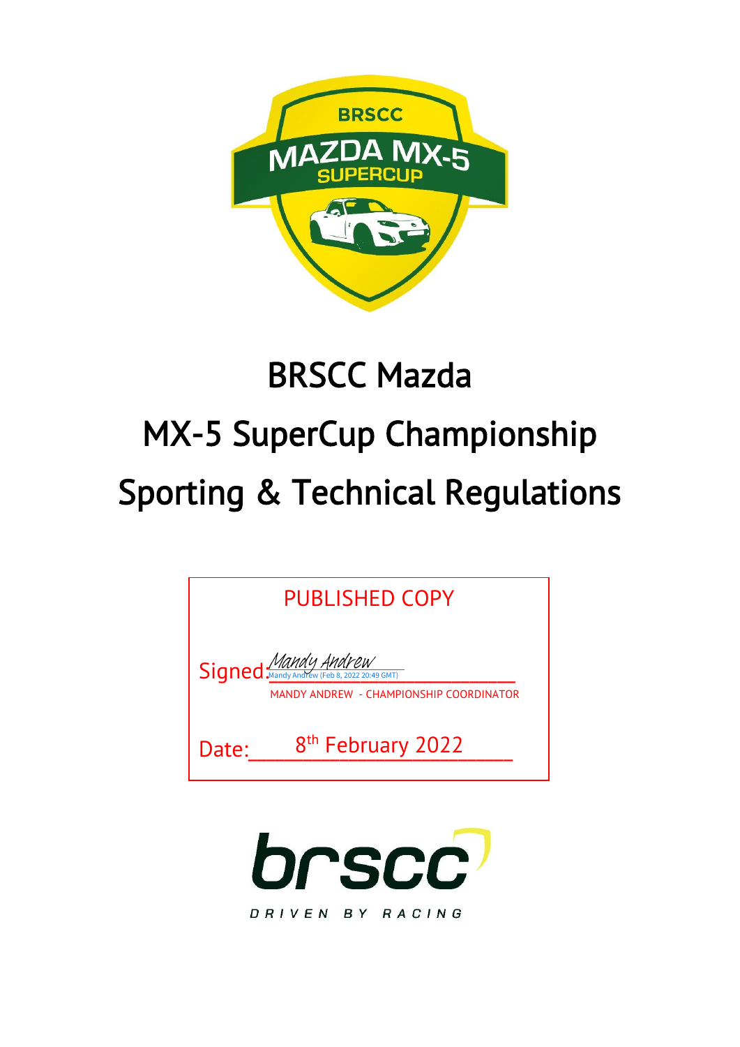# BRSCC Mazda MX-5 SuperCup Championship Sporting & Technical Regulations

PUBLISHED COPY

Signed: Mandy Andrew
Mandy Andrew (Feb 8, 2022 20:49 GMT)
MANDY ANDREW - CHAMPIONSHIP COORDINATOR

Date: 8th February 2022

DRIVEN BY RACING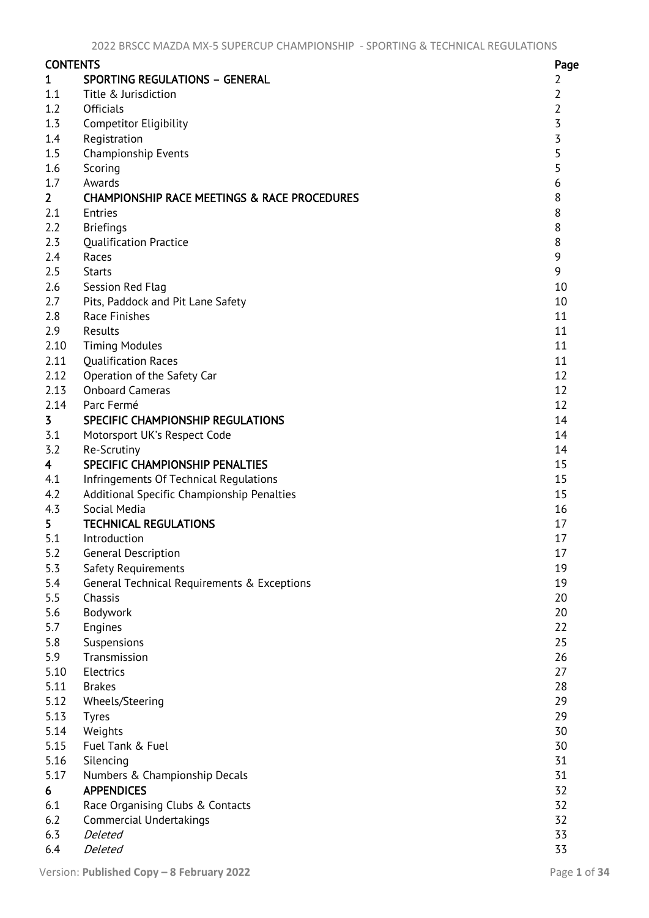| CONTENTS | | Page |
|---|---|---|
| **1** | **SPORTING REGULATIONS – GENERAL** | 2 |
| 1.1 | Title & Jurisdiction | 2 |
| 1.2 | Officials | 2 |
| 1.3 | Competitor Eligibility | 3 |
| 1.4 | Registration | 3 |
| 1.5 | Championship Events | 5 |
| 1.6 | Scoring | 5 |
| 1.7 | Awards | 6 |
| **2** | **CHAMPIONSHIP RACE MEETINGS & RACE PROCEDURES** | 8 |
| 2.1 | Entries | 8 |
| 2.2 | Briefings | 8 |
| 2.3 | Qualification Practice | 8 |
| 2.4 | Races | 9 |
| 2.5 | Starts | 9 |
| 2.6 | Session Red Flag | 10 |
| 2.7 | Pits, Paddock and Pit Lane Safety | 10 |
| 2.8 | Race Finishes | 11 |
| 2.9 | Results | 11 |
| 2.10 | Timing Modules | 11 |
| 2.11 | Qualification Races | 11 |
| 2.12 | Operation of the Safety Car | 12 |
| 2.13 | Onboard Cameras | 12 |
| 2.14 | Parc Fermé | 12 |
| **3** | **SPECIFIC CHAMPIONSHIP REGULATIONS** | 14 |
| 3.1 | Motorsport UK's Respect Code | 14 |
| 3.2 | Re-Scrutiny | 14 |
| **4** | **SPECIFIC CHAMPIONSHIP PENALTIES** | 15 |
| 4.1 | Infringements Of Technical Regulations | 15 |
| 4.2 | Additional Specific Championship Penalties | 15 |
| 4.3 | Social Media | 16 |
| **5** | **TECHNICAL REGULATIONS** | 17 |
| 5.1 | Introduction | 17 |
| 5.2 | General Description | 17 |
| 5.3 | Safety Requirements | 19 |
| 5.4 | General Technical Requirements & Exceptions | 19 |
| 5.5 | Chassis | 20 |
| 5.6 | Bodywork | 20 |
| 5.7 | Engines | 22 |
| 5.8 | Suspensions | 25 |
| 5.9 | Transmission | 26 |
| 5.10 | Electrics | 27 |
| 5.11 | Brakes | 28 |
| 5.12 | Wheels/Steering | 29 |
| 5.13 | Tyres | 29 |
| 5.14 | Weights | 30 |
| 5.15 | Fuel Tank & Fuel | 30 |
| 5.16 | Silencing | 31 |
| 5.17 | Numbers & Championship Decals | 31 |
| **6** | **APPENDICES** | 32 |
| 6.1 | Race Organising Clubs & Contacts | 32 |
| 6.2 | Commercial Undertakings | 32 |
| 6.3 | *Deleted* | 33 |
| 6.4 | *Deleted* | 33 |

Version: **Published Copy – 8 February 2022**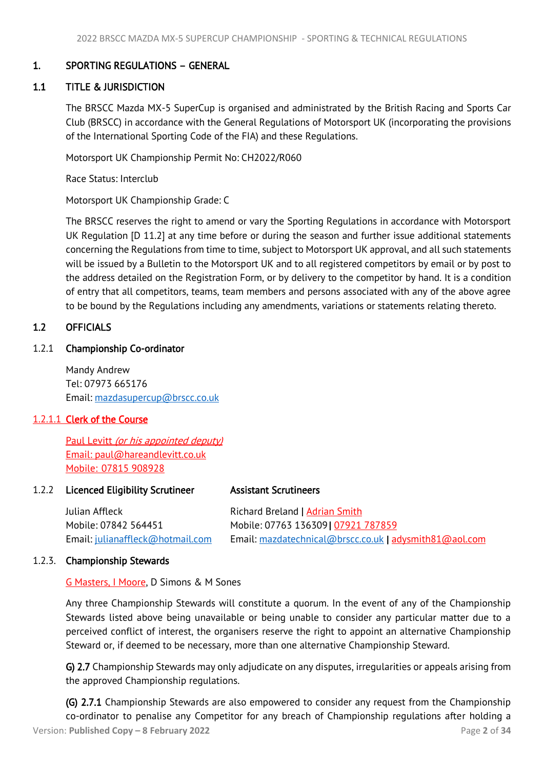## 1. SPORTING REGULATIONS – GENERAL

### 1.1 TITLE & JURISDICTION

The BRSCC Mazda MX-5 SuperCup is organised and administrated by the British Racing and Sports Car Club (BRSCC) in accordance with the General Regulations of Motorsport UK (incorporating the provisions of the International Sporting Code of the FIA) and these Regulations.

Motorsport UK Championship Permit No: CH2022/R060

Race Status: Interclub

Motorsport UK Championship Grade: C

The BRSCC reserves the right to amend or vary the Sporting Regulations in accordance with Motorsport UK Regulation [D 11.2] at any time before or during the season and further issue additional statements concerning the Regulations from time to time, subject to Motorsport UK approval, and all such statements will be issued by a Bulletin to the Motorsport UK and to all registered competitors by email or by post to the address detailed on the Registration Form, or by delivery to the competitor by hand. It is a condition of entry that all competitors, teams, team members and persons associated with any of the above agree to be bound by the Regulations including any amendments, variations or statements relating thereto.

### 1.2 OFFICIALS

#### 1.2.1 Championship Co-ordinator

Mandy Andrew
Tel: 07973 665176
Email: mazdasupercup@brscc.co.uk

#### 1.2.1.1 Clerk of the Course

Paul Levitt *(or his appointed deputy)*
Email: paul@hareandlevitt.co.uk
Mobile: 07815 908928

#### 1.2.2 Licenced Eligibility Scrutineer

Julian Affleck
Mobile: 07842 564451
Email: julianaffleck@hotmail.com

**Assistant Scrutineers**

Richard Breland | Adrian Smith
Mobile: 07763 136309 | 07921 787859
Email: mazdatechnical@brscc.co.uk | adysmith81@aol.com

#### 1.2.3. Championship Stewards

G Masters, I Moore, D Simons & M Sones

Any three Championship Stewards will constitute a quorum. In the event of any of the Championship Stewards listed above being unavailable or being unable to consider any particular matter due to a perceived conflict of interest, the organisers reserve the right to appoint an alternative Championship Steward or, if deemed to be necessary, more than one alternative Championship Steward.

**G) 2.7** Championship Stewards may only adjudicate on any disputes, irregularities or appeals arising from the approved Championship regulations.

**(G) 2.7.1** Championship Stewards are also empowered to consider any request from the Championship co-ordinator to penalise any Competitor for any breach of Championship regulations after holding a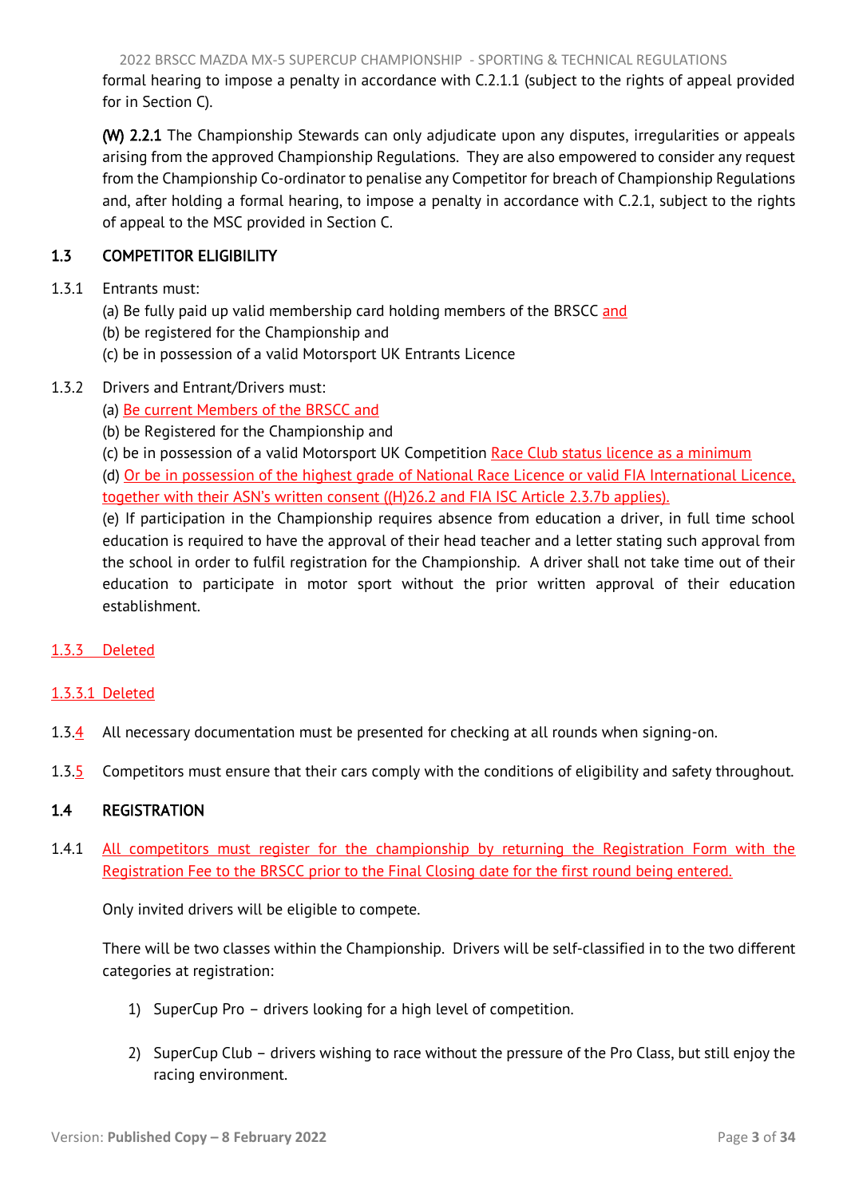formal hearing to impose a penalty in accordance with C.2.1.1 (subject to the rights of appeal provided for in Section C).

**(W) 2.2.1** The Championship Stewards can only adjudicate upon any disputes, irregularities or appeals arising from the approved Championship Regulations. They are also empowered to consider any request from the Championship Co-ordinator to penalise any Competitor for breach of Championship Regulations and, after holding a formal hearing, to impose a penalty in accordance with C.2.1, subject to the rights of appeal to the MSC provided in Section C.

## 1.3 COMPETITOR ELIGIBILITY

1.3.1 Entrants must:
(a) Be fully paid up valid membership card holding members of the BRSCC and
(b) be registered for the Championship and
(c) be in possession of a valid Motorsport UK Entrants Licence

1.3.2 Drivers and Entrant/Drivers must:
(a) Be current Members of the BRSCC and
(b) be Registered for the Championship and
(c) be in possession of a valid Motorsport UK Competition Race Club status licence as a minimum
(d) Or be in possession of the highest grade of National Race Licence or valid FIA International Licence, together with their ASN's written consent ((H)26.2 and FIA ISC Article 2.3.7b applies).
(e) If participation in the Championship requires absence from education a driver, in full time school education is required to have the approval of their head teacher and a letter stating such approval from the school in order to fulfil registration for the Championship. A driver shall not take time out of their education to participate in motor sport without the prior written approval of their education establishment.

1.3.3 Deleted

1.3.3.1 Deleted

1.3.4 All necessary documentation must be presented for checking at all rounds when signing-on.

1.3.5 Competitors must ensure that their cars comply with the conditions of eligibility and safety throughout.

## 1.4 REGISTRATION

1.4.1 All competitors must register for the championship by returning the Registration Form with the Registration Fee to the BRSCC prior to the Final Closing date for the first round being entered.

Only invited drivers will be eligible to compete.

There will be two classes within the Championship. Drivers will be self-classified in to the two different categories at registration:

1) SuperCup Pro – drivers looking for a high level of competition.

2) SuperCup Club – drivers wishing to race without the pressure of the Pro Class, but still enjoy the racing environment.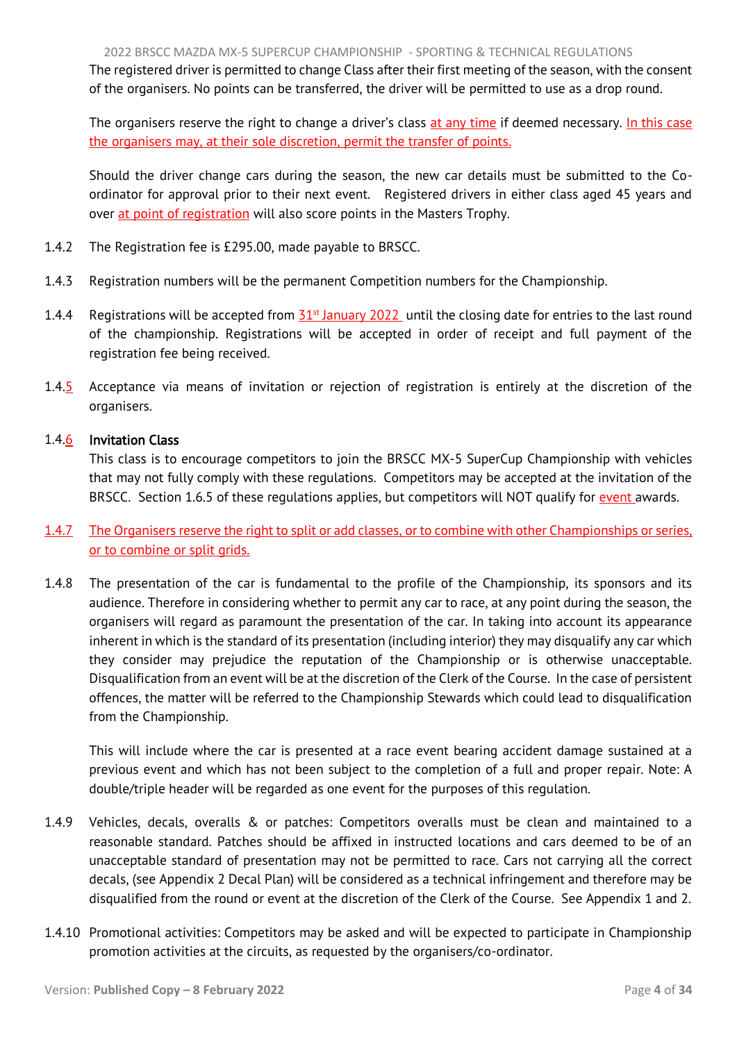The registered driver is permitted to change Class after their first meeting of the season, with the consent of the organisers. No points can be transferred, the driver will be permitted to use as a drop round.

The organisers reserve the right to change a driver's class at any time if deemed necessary. In this case the organisers may, at their sole discretion, permit the transfer of points.

Should the driver change cars during the season, the new car details must be submitted to the Co-ordinator for approval prior to their next event. Registered drivers in either class aged 45 years and over at point of registration will also score points in the Masters Trophy.

1.4.2 The Registration fee is £295.00, made payable to BRSCC.

1.4.3 Registration numbers will be the permanent Competition numbers for the Championship.

1.4.4 Registrations will be accepted from 31st January 2022 until the closing date for entries to the last round of the championship. Registrations will be accepted in order of receipt and full payment of the registration fee being received.

1.4.5 Acceptance via means of invitation or rejection of registration is entirely at the discretion of the organisers.

1.4.6 **Invitation Class**

This class is to encourage competitors to join the BRSCC MX-5 SuperCup Championship with vehicles that may not fully comply with these regulations. Competitors may be accepted at the invitation of the BRSCC. Section 1.6.5 of these regulations applies, but competitors will NOT qualify for event awards.

1.4.7 The Organisers reserve the right to split or add classes, or to combine with other Championships or series, or to combine or split grids.

1.4.8 The presentation of the car is fundamental to the profile of the Championship, its sponsors and its audience. Therefore in considering whether to permit any car to race, at any point during the season, the organisers will regard as paramount the presentation of the car. In taking into account its appearance inherent in which is the standard of its presentation (including interior) they may disqualify any car which they consider may prejudice the reputation of the Championship or is otherwise unacceptable. Disqualification from an event will be at the discretion of the Clerk of the Course. In the case of persistent offences, the matter will be referred to the Championship Stewards which could lead to disqualification from the Championship.

This will include where the car is presented at a race event bearing accident damage sustained at a previous event and which has not been subject to the completion of a full and proper repair. Note: A double/triple header will be regarded as one event for the purposes of this regulation.

1.4.9 Vehicles, decals, overalls & or patches: Competitors overalls must be clean and maintained to a reasonable standard. Patches should be affixed in instructed locations and cars deemed to be of an unacceptable standard of presentation may not be permitted to race. Cars not carrying all the correct decals, (see Appendix 2 Decal Plan) will be considered as a technical infringement and therefore may be disqualified from the round or event at the discretion of the Clerk of the Course. See Appendix 1 and 2.

1.4.10 Promotional activities: Competitors may be asked and will be expected to participate in Championship promotion activities at the circuits, as requested by the organisers/co-ordinator.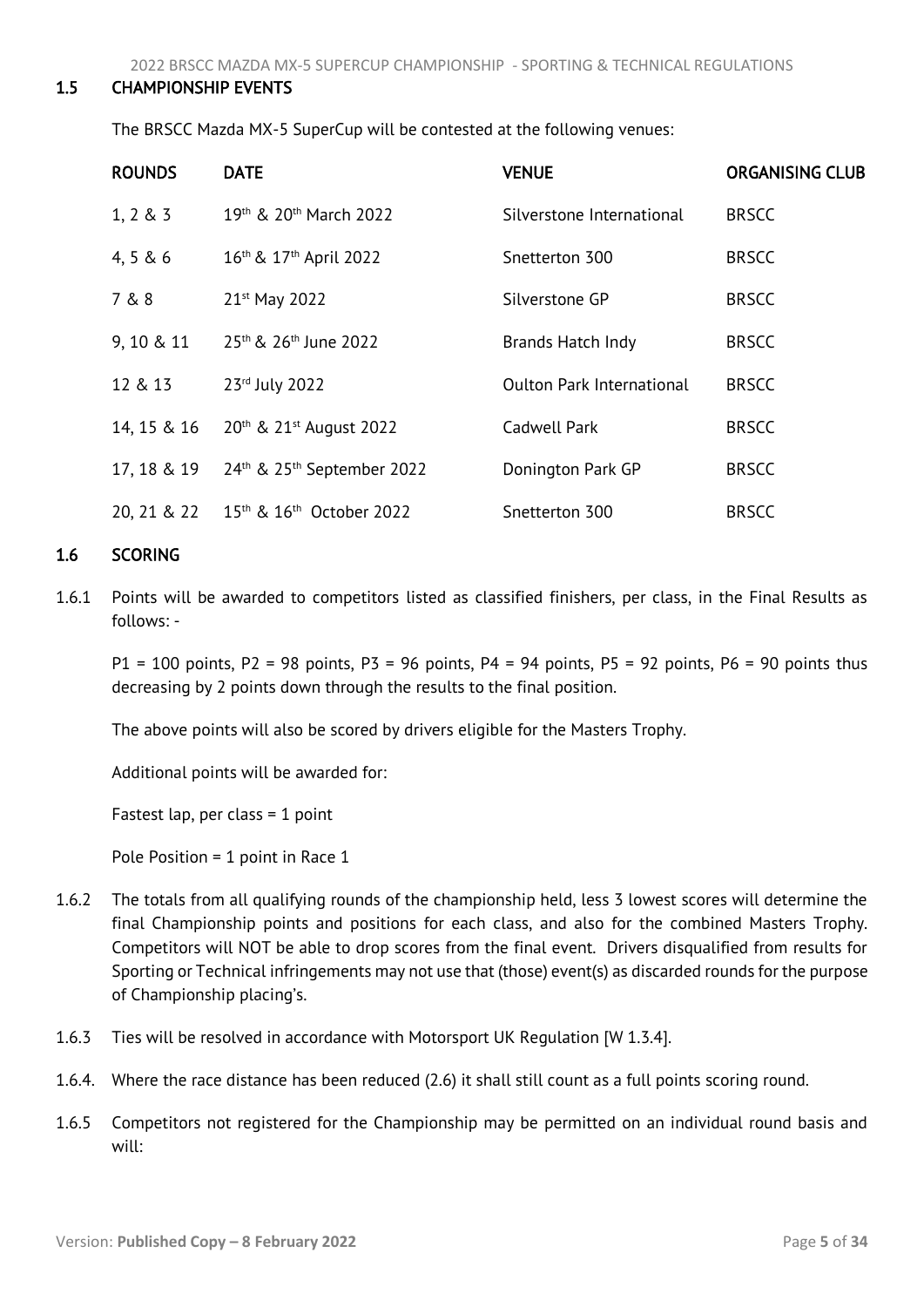## 1.5 CHAMPIONSHIP EVENTS

The BRSCC Mazda MX-5 SuperCup will be contested at the following venues:

| ROUNDS | DATE | VENUE | ORGANISING CLUB |
|---|---|---|---|
| 1, 2 & 3 | 19th & 20th March 2022 | Silverstone International | BRSCC |
| 4, 5 & 6 | 16th & 17th April 2022 | Snetterton 300 | BRSCC |
| 7 & 8 | 21st May 2022 | Silverstone GP | BRSCC |
| 9, 10 & 11 | 25th & 26th June 2022 | Brands Hatch Indy | BRSCC |
| 12 & 13 | 23rd July 2022 | Oulton Park International | BRSCC |
| 14, 15 & 16 | 20th & 21st August 2022 | Cadwell Park | BRSCC |
| 17, 18 & 19 | 24th & 25th September 2022 | Donington Park GP | BRSCC |
| 20, 21 & 22 | 15th & 16th October 2022 | Snetterton 300 | BRSCC |

## 1.6 SCORING

1.6.1 Points will be awarded to competitors listed as classified finishers, per class, in the Final Results as follows: -

P1 = 100 points, P2 = 98 points, P3 = 96 points, P4 = 94 points, P5 = 92 points, P6 = 90 points thus decreasing by 2 points down through the results to the final position.

The above points will also be scored by drivers eligible for the Masters Trophy.

Additional points will be awarded for:

Fastest lap, per class = 1 point

Pole Position = 1 point in Race 1

1.6.2 The totals from all qualifying rounds of the championship held, less 3 lowest scores will determine the final Championship points and positions for each class, and also for the combined Masters Trophy. Competitors will NOT be able to drop scores from the final event. Drivers disqualified from results for Sporting or Technical infringements may not use that (those) event(s) as discarded rounds for the purpose of Championship placing's.

1.6.3 Ties will be resolved in accordance with Motorsport UK Regulation [W 1.3.4].

1.6.4. Where the race distance has been reduced (2.6) it shall still count as a full points scoring round.

1.6.5 Competitors not registered for the Championship may be permitted on an individual round basis and will: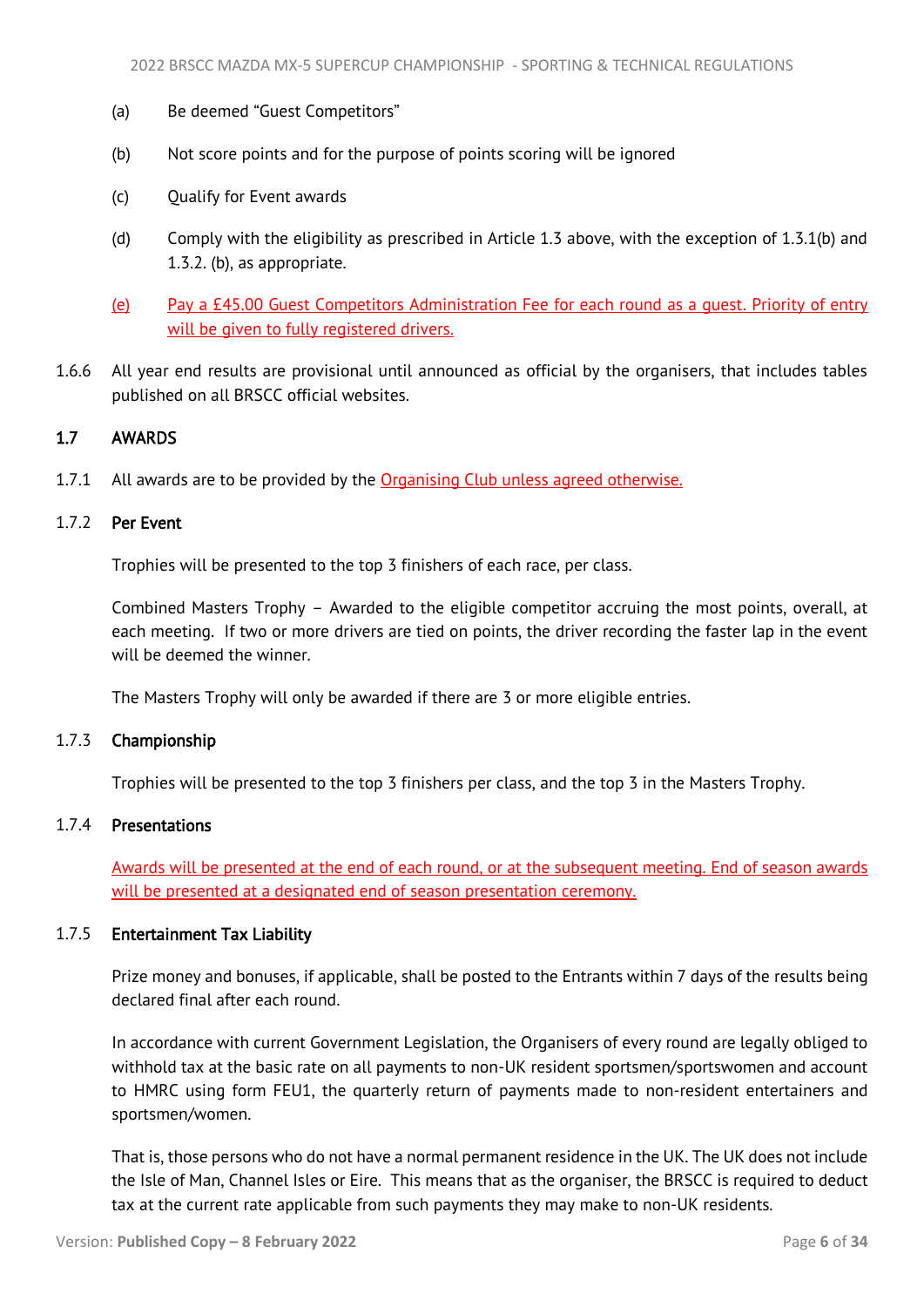(a) Be deemed "Guest Competitors"

(b) Not score points and for the purpose of points scoring will be ignored

(c) Qualify for Event awards

(d) Comply with the eligibility as prescribed in Article 1.3 above, with the exception of 1.3.1(b) and 1.3.2. (b), as appropriate.

(e) Pay a £45.00 Guest Competitors Administration Fee for each round as a guest. Priority of entry will be given to fully registered drivers.

1.6.6 All year end results are provisional until announced as official by the organisers, that includes tables published on all BRSCC official websites.

## 1.7 AWARDS

1.7.1 All awards are to be provided by the Organising Club unless agreed otherwise.

### 1.7.2 Per Event

Trophies will be presented to the top 3 finishers of each race, per class.

Combined Masters Trophy – Awarded to the eligible competitor accruing the most points, overall, at each meeting. If two or more drivers are tied on points, the driver recording the faster lap in the event will be deemed the winner.

The Masters Trophy will only be awarded if there are 3 or more eligible entries.

### 1.7.3 Championship

Trophies will be presented to the top 3 finishers per class, and the top 3 in the Masters Trophy.

### 1.7.4 Presentations

Awards will be presented at the end of each round, or at the subsequent meeting. End of season awards will be presented at a designated end of season presentation ceremony.

### 1.7.5 Entertainment Tax Liability

Prize money and bonuses, if applicable, shall be posted to the Entrants within 7 days of the results being declared final after each round.

In accordance with current Government Legislation, the Organisers of every round are legally obliged to withhold tax at the basic rate on all payments to non-UK resident sportsmen/sportswomen and account to HMRC using form FEU1, the quarterly return of payments made to non-resident entertainers and sportsmen/women.

That is, those persons who do not have a normal permanent residence in the UK. The UK does not include the Isle of Man, Channel Isles or Eire. This means that as the organiser, the BRSCC is required to deduct tax at the current rate applicable from such payments they may make to non-UK residents.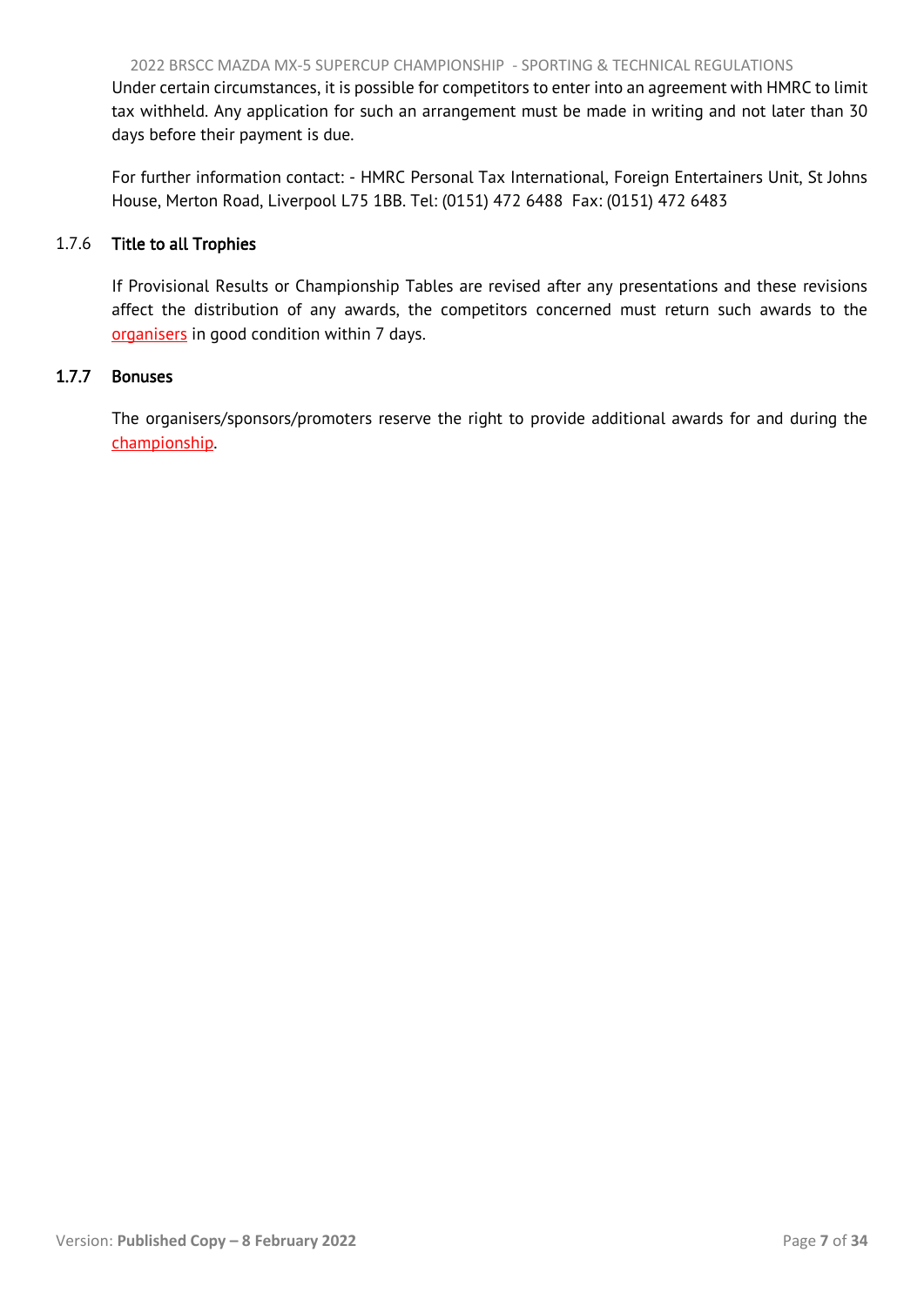Under certain circumstances, it is possible for competitors to enter into an agreement with HMRC to limit tax withheld. Any application for such an arrangement must be made in writing and not later than 30 days before their payment is due.

For further information contact: - HMRC Personal Tax International, Foreign Entertainers Unit, St Johns House, Merton Road, Liverpool L75 1BB. Tel: (0151) 472 6488 Fax: (0151) 472 6483

### 1.7.6 Title to all Trophies

If Provisional Results or Championship Tables are revised after any presentations and these revisions affect the distribution of any awards, the competitors concerned must return such awards to the organisers in good condition within 7 days.

### 1.7.7 Bonuses

The organisers/sponsors/promoters reserve the right to provide additional awards for and during the championship.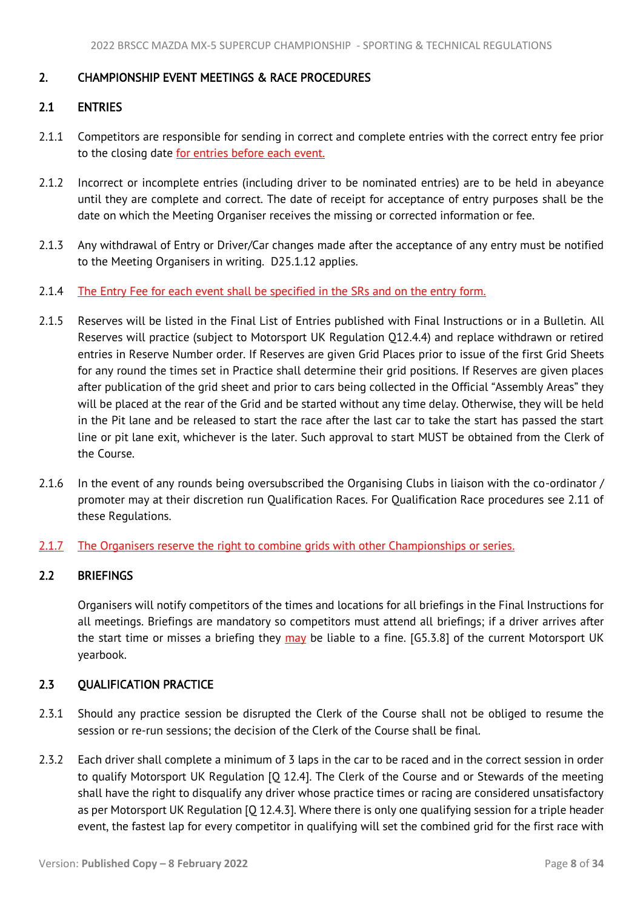## 2. CHAMPIONSHIP EVENT MEETINGS & RACE PROCEDURES

### 2.1 ENTRIES

2.1.1 Competitors are responsible for sending in correct and complete entries with the correct entry fee prior to the closing date for entries before each event.

2.1.2 Incorrect or incomplete entries (including driver to be nominated entries) are to be held in abeyance until they are complete and correct. The date of receipt for acceptance of entry purposes shall be the date on which the Meeting Organiser receives the missing or corrected information or fee.

2.1.3 Any withdrawal of Entry or Driver/Car changes made after the acceptance of any entry must be notified to the Meeting Organisers in writing. D25.1.12 applies.

2.1.4 The Entry Fee for each event shall be specified in the SRs and on the entry form.

2.1.5 Reserves will be listed in the Final List of Entries published with Final Instructions or in a Bulletin. All Reserves will practice (subject to Motorsport UK Regulation Q12.4.4) and replace withdrawn or retired entries in Reserve Number order. If Reserves are given Grid Places prior to issue of the first Grid Sheets for any round the times set in Practice shall determine their grid positions. If Reserves are given places after publication of the grid sheet and prior to cars being collected in the Official "Assembly Areas" they will be placed at the rear of the Grid and be started without any time delay. Otherwise, they will be held in the Pit lane and be released to start the race after the last car to take the start has passed the start line or pit lane exit, whichever is the later. Such approval to start MUST be obtained from the Clerk of the Course.

2.1.6 In the event of any rounds being oversubscribed the Organising Clubs in liaison with the co-ordinator / promoter may at their discretion run Qualification Races. For Qualification Race procedures see 2.11 of these Regulations.

2.1.7 The Organisers reserve the right to combine grids with other Championships or series.

### 2.2 BRIEFINGS

Organisers will notify competitors of the times and locations for all briefings in the Final Instructions for all meetings. Briefings are mandatory so competitors must attend all briefings; if a driver arrives after the start time or misses a briefing they may be liable to a fine. [G5.3.8] of the current Motorsport UK yearbook.

### 2.3 QUALIFICATION PRACTICE

2.3.1 Should any practice session be disrupted the Clerk of the Course shall not be obliged to resume the session or re-run sessions; the decision of the Clerk of the Course shall be final.

2.3.2 Each driver shall complete a minimum of 3 laps in the car to be raced and in the correct session in order to qualify Motorsport UK Regulation [Q 12.4]. The Clerk of the Course and or Stewards of the meeting shall have the right to disqualify any driver whose practice times or racing are considered unsatisfactory as per Motorsport UK Regulation [Q 12.4.3]. Where there is only one qualifying session for a triple header event, the fastest lap for every competitor in qualifying will set the combined grid for the first race with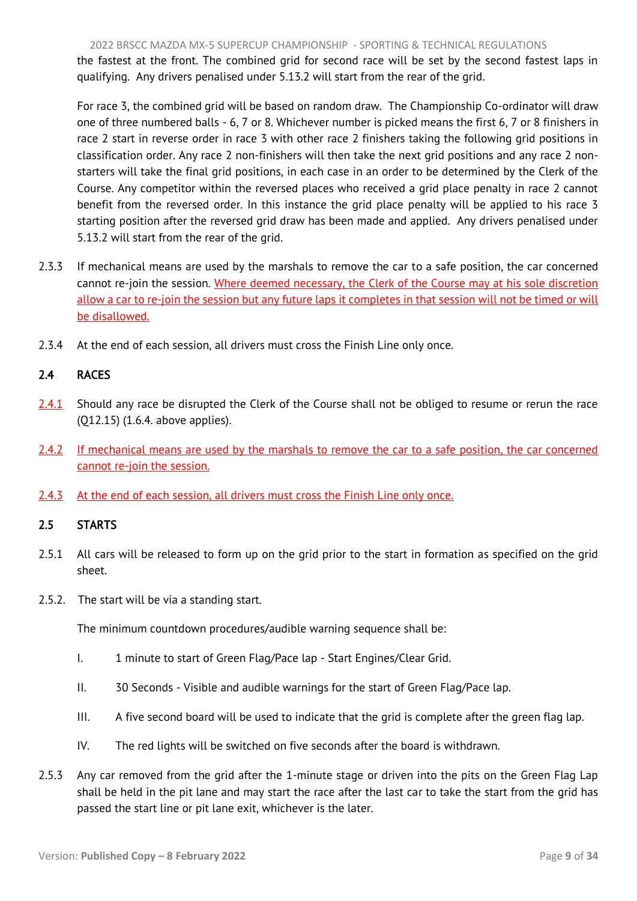the fastest at the front. The combined grid for second race will be set by the second fastest laps in qualifying. Any drivers penalised under 5.13.2 will start from the rear of the grid.

For race 3, the combined grid will be based on random draw. The Championship Co-ordinator will draw one of three numbered balls - 6, 7 or 8. Whichever number is picked means the first 6, 7 or 8 finishers in race 2 start in reverse order in race 3 with other race 2 finishers taking the following grid positions in classification order. Any race 2 non-finishers will then take the next grid positions and any race 2 non-starters will take the final grid positions, in each case in an order to be determined by the Clerk of the Course. Any competitor within the reversed places who received a grid place penalty in race 2 cannot benefit from the reversed order. In this instance the grid place penalty will be applied to his race 3 starting position after the reversed grid draw has been made and applied. Any drivers penalised under 5.13.2 will start from the rear of the grid.

2.3.3 If mechanical means are used by the marshals to remove the car to a safe position, the car concerned cannot re-join the session. Where deemed necessary, the Clerk of the Course may at his sole discretion allow a car to re-join the session but any future laps it completes in that session will not be timed or will be disallowed.

2.3.4 At the end of each session, all drivers must cross the Finish Line only once.

## 2.4 RACES

2.4.1 Should any race be disrupted the Clerk of the Course shall not be obliged to resume or rerun the race (Q12.15) (1.6.4. above applies).

2.4.2 If mechanical means are used by the marshals to remove the car to a safe position, the car concerned cannot re-join the session.

2.4.3 At the end of each session, all drivers must cross the Finish Line only once.

## 2.5 STARTS

2.5.1 All cars will be released to form up on the grid prior to the start in formation as specified on the grid sheet.

2.5.2. The start will be via a standing start.

The minimum countdown procedures/audible warning sequence shall be:

I. 1 minute to start of Green Flag/Pace lap - Start Engines/Clear Grid.

II. 30 Seconds - Visible and audible warnings for the start of Green Flag/Pace lap.

III. A five second board will be used to indicate that the grid is complete after the green flag lap.

IV. The red lights will be switched on five seconds after the board is withdrawn.

2.5.3 Any car removed from the grid after the 1-minute stage or driven into the pits on the Green Flag Lap shall be held in the pit lane and may start the race after the last car to take the start from the grid has passed the start line or pit lane exit, whichever is the later.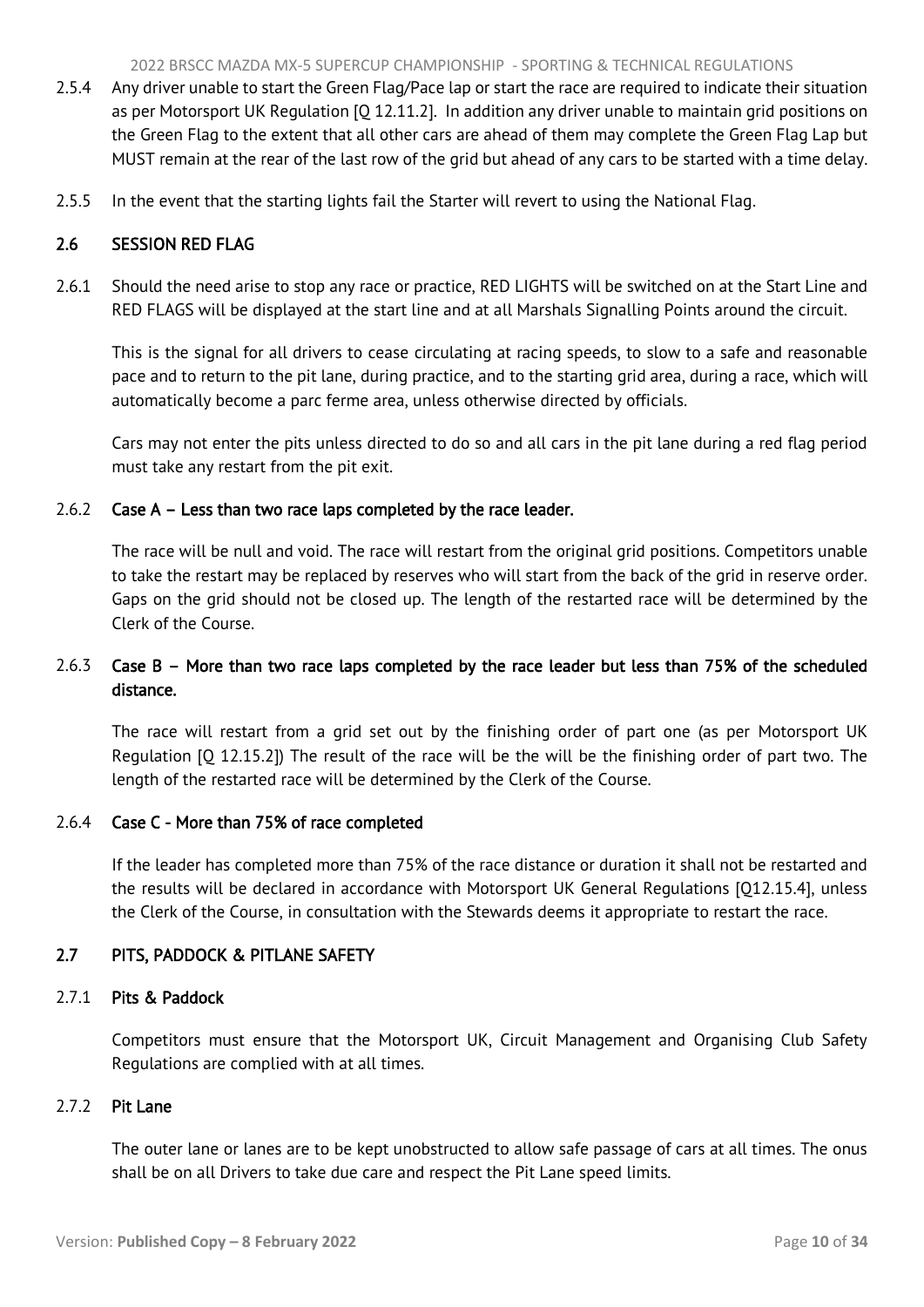2.5.4 Any driver unable to start the Green Flag/Pace lap or start the race are required to indicate their situation as per Motorsport UK Regulation [Q 12.11.2]. In addition any driver unable to maintain grid positions on the Green Flag to the extent that all other cars are ahead of them may complete the Green Flag Lap but MUST remain at the rear of the last row of the grid but ahead of any cars to be started with a time delay.

2.5.5 In the event that the starting lights fail the Starter will revert to using the National Flag.

## 2.6 SESSION RED FLAG

2.6.1 Should the need arise to stop any race or practice, RED LIGHTS will be switched on at the Start Line and RED FLAGS will be displayed at the start line and at all Marshals Signalling Points around the circuit.

This is the signal for all drivers to cease circulating at racing speeds, to slow to a safe and reasonable pace and to return to the pit lane, during practice, and to the starting grid area, during a race, which will automatically become a parc ferme area, unless otherwise directed by officials.

Cars may not enter the pits unless directed to do so and all cars in the pit lane during a red flag period must take any restart from the pit exit.

### 2.6.2 Case A – Less than two race laps completed by the race leader.

The race will be null and void. The race will restart from the original grid positions. Competitors unable to take the restart may be replaced by reserves who will start from the back of the grid in reserve order. Gaps on the grid should not be closed up. The length of the restarted race will be determined by the Clerk of the Course.

### 2.6.3 Case B – More than two race laps completed by the race leader but less than 75% of the scheduled distance.

The race will restart from a grid set out by the finishing order of part one (as per Motorsport UK Regulation [Q 12.15.2]) The result of the race will be the will be the finishing order of part two. The length of the restarted race will be determined by the Clerk of the Course.

### 2.6.4 Case C - More than 75% of race completed

If the leader has completed more than 75% of the race distance or duration it shall not be restarted and the results will be declared in accordance with Motorsport UK General Regulations [Q12.15.4], unless the Clerk of the Course, in consultation with the Stewards deems it appropriate to restart the race.

## 2.7 PITS, PADDOCK & PITLANE SAFETY

### 2.7.1 Pits & Paddock

Competitors must ensure that the Motorsport UK, Circuit Management and Organising Club Safety Regulations are complied with at all times.

### 2.7.2 Pit Lane

The outer lane or lanes are to be kept unobstructed to allow safe passage of cars at all times. The onus shall be on all Drivers to take due care and respect the Pit Lane speed limits.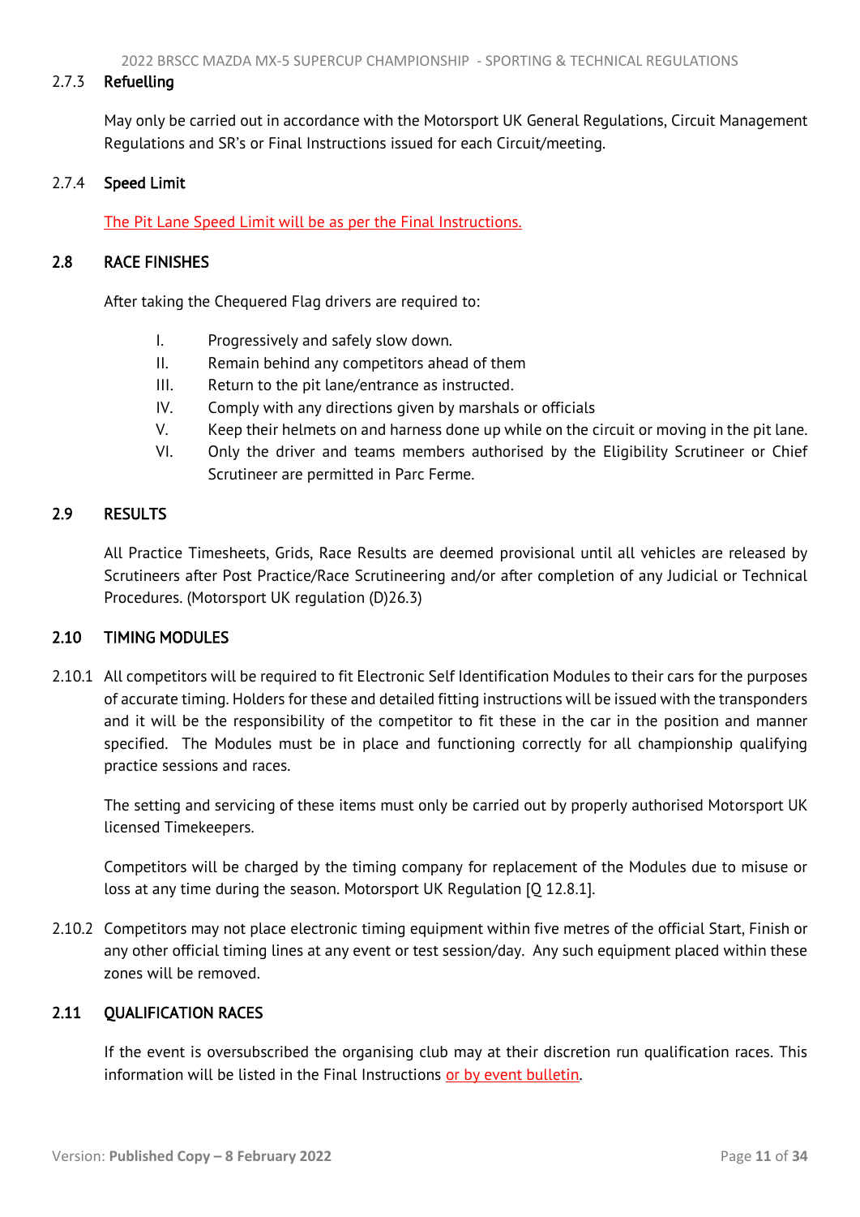### 2.7.3 Refuelling

May only be carried out in accordance with the Motorsport UK General Regulations, Circuit Management Regulations and SR's or Final Instructions issued for each Circuit/meeting.

### 2.7.4 Speed Limit

The Pit Lane Speed Limit will be as per the Final Instructions.

## 2.8 RACE FINISHES

After taking the Chequered Flag drivers are required to:

I. Progressively and safely slow down.
II. Remain behind any competitors ahead of them
III. Return to the pit lane/entrance as instructed.
IV. Comply with any directions given by marshals or officials
V. Keep their helmets on and harness done up while on the circuit or moving in the pit lane.
VI. Only the driver and teams members authorised by the Eligibility Scrutineer or Chief Scrutineer are permitted in Parc Ferme.

## 2.9 RESULTS

All Practice Timesheets, Grids, Race Results are deemed provisional until all vehicles are released by Scrutineers after Post Practice/Race Scrutineering and/or after completion of any Judicial or Technical Procedures. (Motorsport UK regulation (D)26.3)

## 2.10 TIMING MODULES

2.10.1 All competitors will be required to fit Electronic Self Identification Modules to their cars for the purposes of accurate timing. Holders for these and detailed fitting instructions will be issued with the transponders and it will be the responsibility of the competitor to fit these in the car in the position and manner specified. The Modules must be in place and functioning correctly for all championship qualifying practice sessions and races.

The setting and servicing of these items must only be carried out by properly authorised Motorsport UK licensed Timekeepers.

Competitors will be charged by the timing company for replacement of the Modules due to misuse or loss at any time during the season. Motorsport UK Regulation [Q 12.8.1].

2.10.2 Competitors may not place electronic timing equipment within five metres of the official Start, Finish or any other official timing lines at any event or test session/day. Any such equipment placed within these zones will be removed.

## 2.11 QUALIFICATION RACES

If the event is oversubscribed the organising club may at their discretion run qualification races. This information will be listed in the Final Instructions or by event bulletin.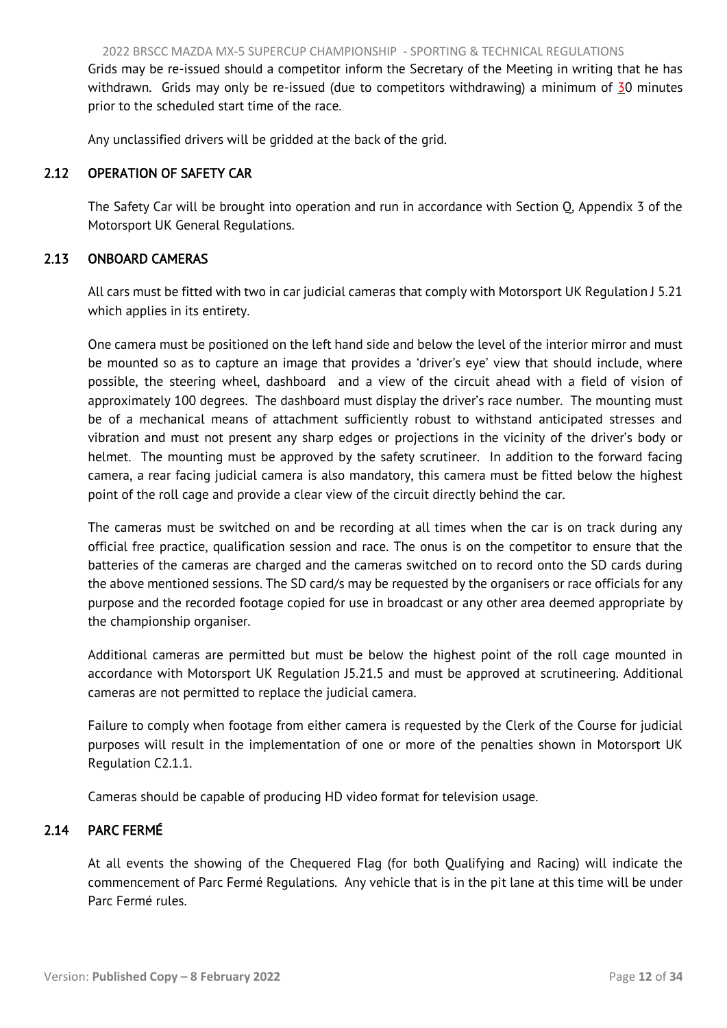Grids may be re-issued should a competitor inform the Secretary of the Meeting in writing that he has withdrawn. Grids may only be re-issued (due to competitors withdrawing) a minimum of 30 minutes prior to the scheduled start time of the race.

Any unclassified drivers will be gridded at the back of the grid.

## 2.12 OPERATION OF SAFETY CAR

The Safety Car will be brought into operation and run in accordance with Section Q, Appendix 3 of the Motorsport UK General Regulations.

## 2.13 ONBOARD CAMERAS

All cars must be fitted with two in car judicial cameras that comply with Motorsport UK Regulation J 5.21 which applies in its entirety.

One camera must be positioned on the left hand side and below the level of the interior mirror and must be mounted so as to capture an image that provides a 'driver's eye' view that should include, where possible, the steering wheel, dashboard and a view of the circuit ahead with a field of vision of approximately 100 degrees. The dashboard must display the driver's race number. The mounting must be of a mechanical means of attachment sufficiently robust to withstand anticipated stresses and vibration and must not present any sharp edges or projections in the vicinity of the driver's body or helmet. The mounting must be approved by the safety scrutineer. In addition to the forward facing camera, a rear facing judicial camera is also mandatory, this camera must be fitted below the highest point of the roll cage and provide a clear view of the circuit directly behind the car.

The cameras must be switched on and be recording at all times when the car is on track during any official free practice, qualification session and race. The onus is on the competitor to ensure that the batteries of the cameras are charged and the cameras switched on to record onto the SD cards during the above mentioned sessions. The SD card/s may be requested by the organisers or race officials for any purpose and the recorded footage copied for use in broadcast or any other area deemed appropriate by the championship organiser.

Additional cameras are permitted but must be below the highest point of the roll cage mounted in accordance with Motorsport UK Regulation J5.21.5 and must be approved at scrutineering. Additional cameras are not permitted to replace the judicial camera.

Failure to comply when footage from either camera is requested by the Clerk of the Course for judicial purposes will result in the implementation of one or more of the penalties shown in Motorsport UK Regulation C2.1.1.

Cameras should be capable of producing HD video format for television usage.

## 2.14 PARC FERMÉ

At all events the showing of the Chequered Flag (for both Qualifying and Racing) will indicate the commencement of Parc Fermé Regulations. Any vehicle that is in the pit lane at this time will be under Parc Fermé rules.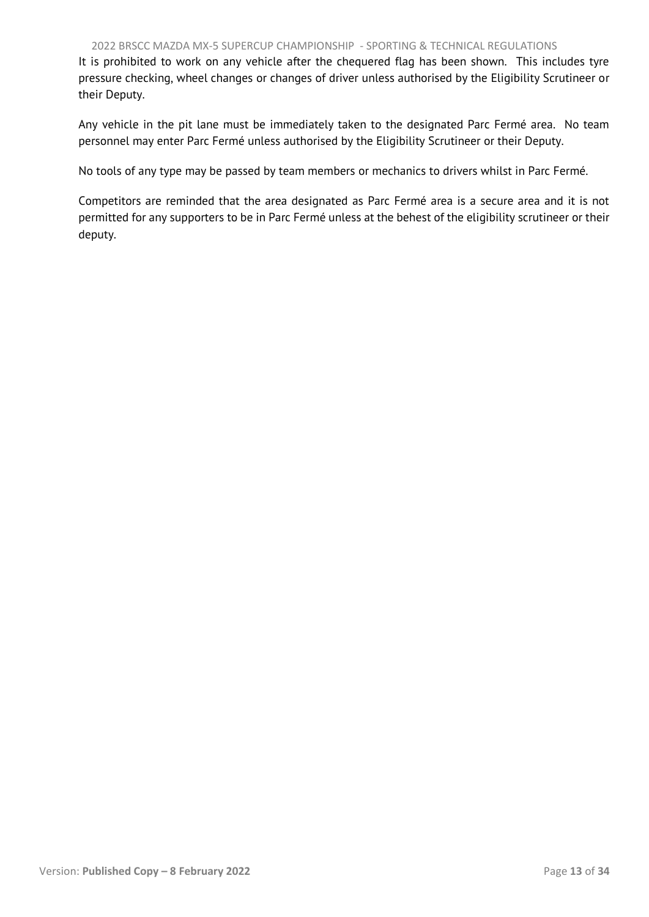It is prohibited to work on any vehicle after the chequered flag has been shown. This includes tyre pressure checking, wheel changes or changes of driver unless authorised by the Eligibility Scrutineer or their Deputy.

Any vehicle in the pit lane must be immediately taken to the designated Parc Fermé area. No team personnel may enter Parc Fermé unless authorised by the Eligibility Scrutineer or their Deputy.

No tools of any type may be passed by team members or mechanics to drivers whilst in Parc Fermé.

Competitors are reminded that the area designated as Parc Fermé area is a secure area and it is not permitted for any supporters to be in Parc Fermé unless at the behest of the eligibility scrutineer or their deputy.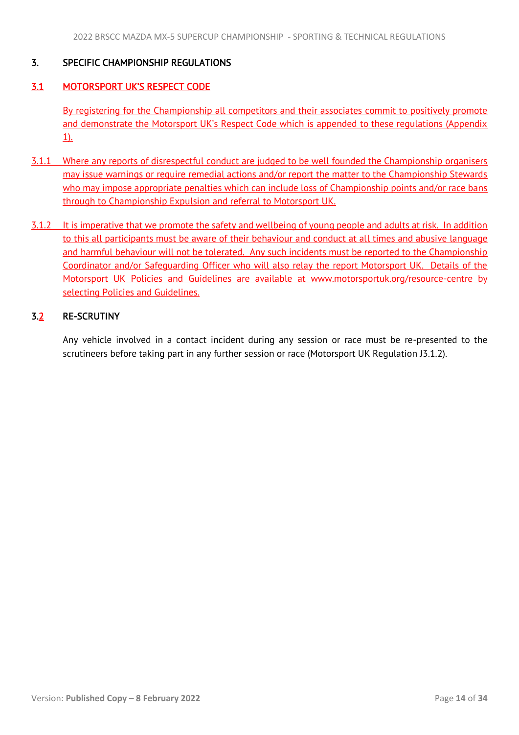## 3. SPECIFIC CHAMPIONSHIP REGULATIONS

### 3.1 MOTORSPORT UK'S RESPECT CODE

By registering for the Championship all competitors and their associates commit to positively promote and demonstrate the Motorsport UK's Respect Code which is appended to these regulations (Appendix 1).

3.1.1 Where any reports of disrespectful conduct are judged to be well founded the Championship organisers may issue warnings or require remedial actions and/or report the matter to the Championship Stewards who may impose appropriate penalties which can include loss of Championship points and/or race bans through to Championship Expulsion and referral to Motorsport UK.

3.1.2 It is imperative that we promote the safety and wellbeing of young people and adults at risk. In addition to this all participants must be aware of their behaviour and conduct at all times and abusive language and harmful behaviour will not be tolerated. Any such incidents must be reported to the Championship Coordinator and/or Safeguarding Officer who will also relay the report Motorsport UK. Details of the Motorsport UK Policies and Guidelines are available at www.motorsportuk.org/resource-centre by selecting Policies and Guidelines.

### 3.2 RE-SCRUTINY

Any vehicle involved in a contact incident during any session or race must be re-presented to the scrutineers before taking part in any further session or race (Motorsport UK Regulation J3.1.2).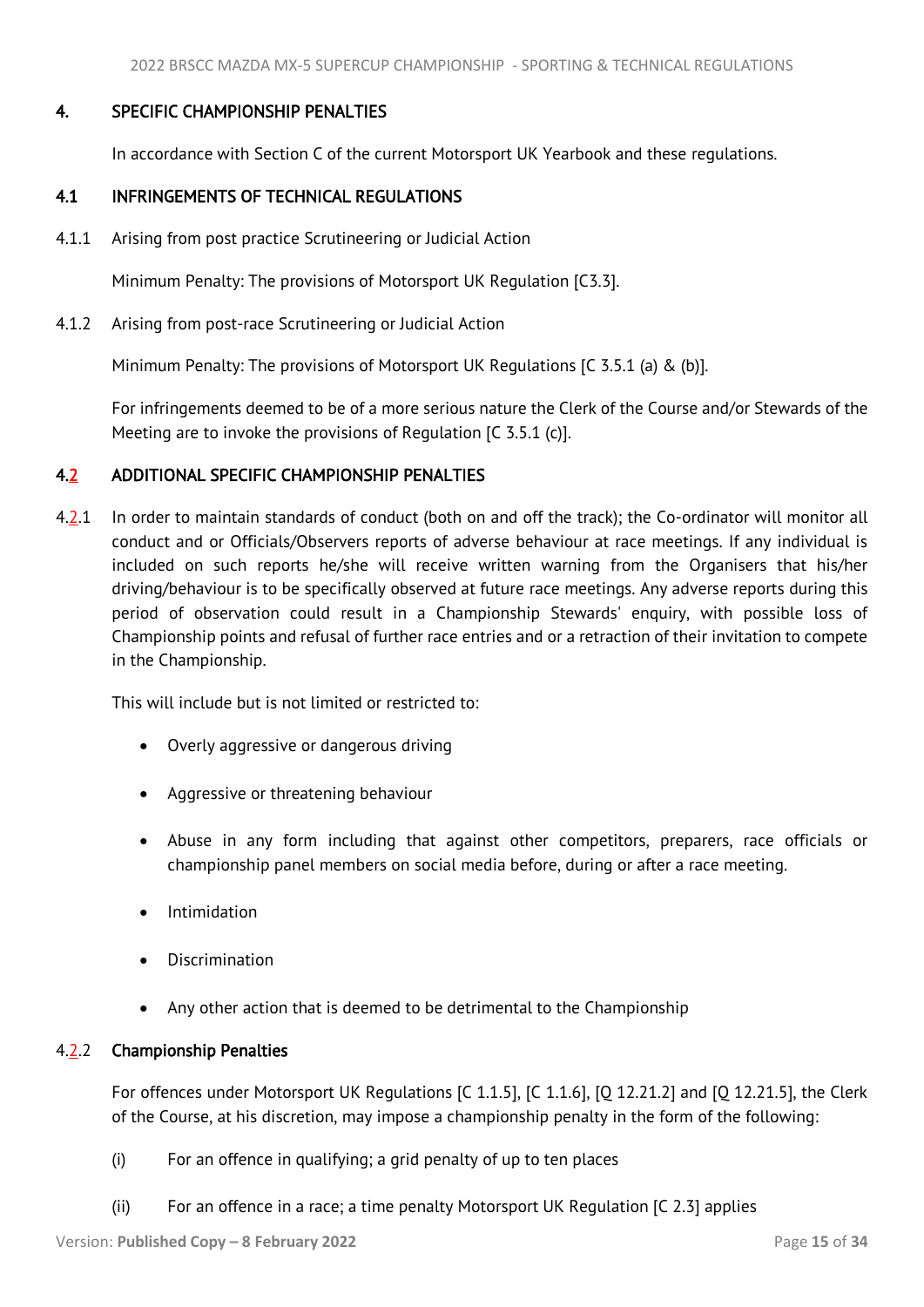## 4. SPECIFIC CHAMPIONSHIP PENALTIES

In accordance with Section C of the current Motorsport UK Yearbook and these regulations.

### 4.1 INFRINGEMENTS OF TECHNICAL REGULATIONS

4.1.1 Arising from post practice Scrutineering or Judicial Action

Minimum Penalty: The provisions of Motorsport UK Regulation [C3.3].

4.1.2 Arising from post-race Scrutineering or Judicial Action

Minimum Penalty: The provisions of Motorsport UK Regulations [C 3.5.1 (a) & (b)].

For infringements deemed to be of a more serious nature the Clerk of the Course and/or Stewards of the Meeting are to invoke the provisions of Regulation [C 3.5.1 (c)].

### 4.2 ADDITIONAL SPECIFIC CHAMPIONSHIP PENALTIES

4.2.1 In order to maintain standards of conduct (both on and off the track); the Co-ordinator will monitor all conduct and or Officials/Observers reports of adverse behaviour at race meetings. If any individual is included on such reports he/she will receive written warning from the Organisers that his/her driving/behaviour is to be specifically observed at future race meetings. Any adverse reports during this period of observation could result in a Championship Stewards' enquiry, with possible loss of Championship points and refusal of further race entries and or a retraction of their invitation to compete in the Championship.

This will include but is not limited or restricted to:

- Overly aggressive or dangerous driving
- Aggressive or threatening behaviour
- Abuse in any form including that against other competitors, preparers, race officials or championship panel members on social media before, during or after a race meeting.
- Intimidation
- Discrimination
- Any other action that is deemed to be detrimental to the Championship

4.2.2 **Championship Penalties**

For offences under Motorsport UK Regulations [C 1.1.5], [C 1.1.6], [Q 12.21.2] and [Q 12.21.5], the Clerk of the Course, at his discretion, may impose a championship penalty in the form of the following:

(i) For an offence in qualifying; a grid penalty of up to ten places

(ii) For an offence in a race; a time penalty Motorsport UK Regulation [C 2.3] applies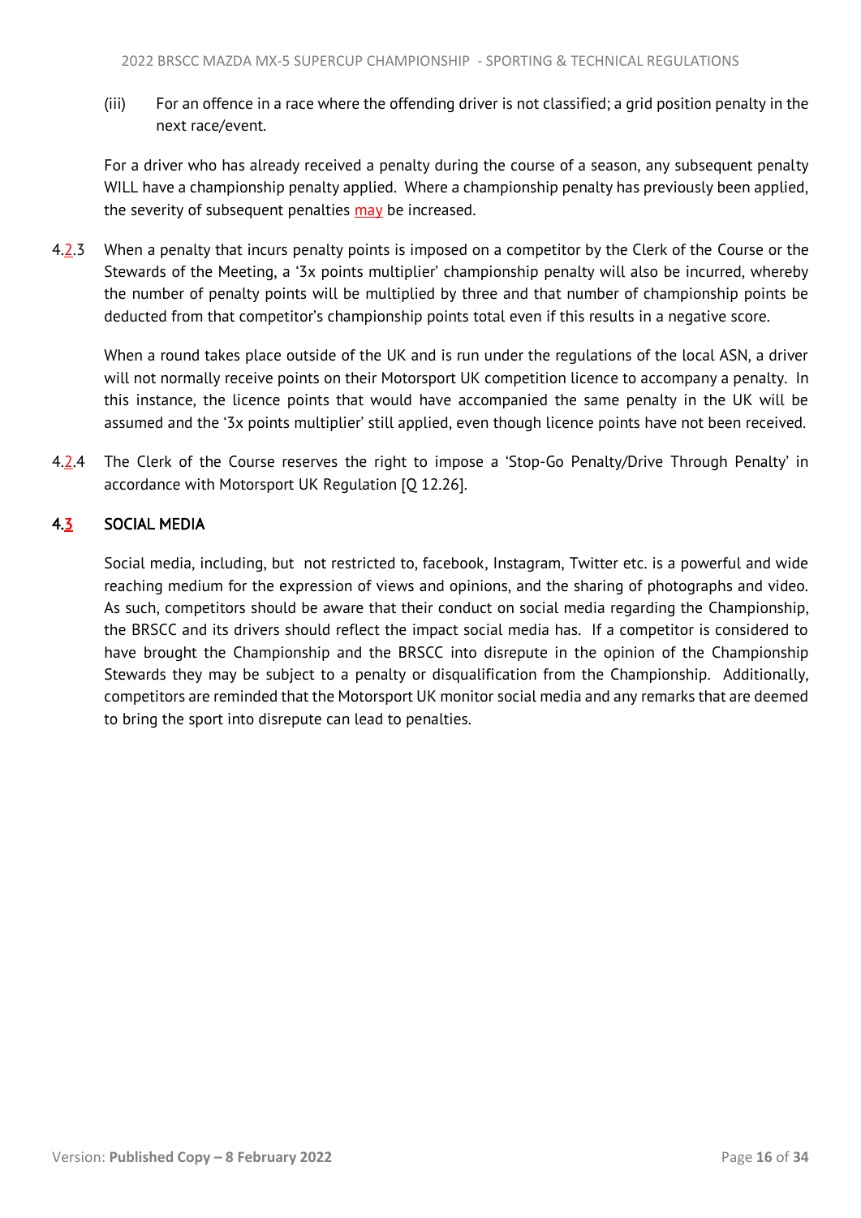(iii) For an offence in a race where the offending driver is not classified; a grid position penalty in the next race/event.

For a driver who has already received a penalty during the course of a season, any subsequent penalty WILL have a championship penalty applied. Where a championship penalty has previously been applied, the severity of subsequent penalties may be increased.

4.2.3 When a penalty that incurs penalty points is imposed on a competitor by the Clerk of the Course or the Stewards of the Meeting, a '3x points multiplier' championship penalty will also be incurred, whereby the number of penalty points will be multiplied by three and that number of championship points be deducted from that competitor's championship points total even if this results in a negative score.

When a round takes place outside of the UK and is run under the regulations of the local ASN, a driver will not normally receive points on their Motorsport UK competition licence to accompany a penalty. In this instance, the licence points that would have accompanied the same penalty in the UK will be assumed and the '3x points multiplier' still applied, even though licence points have not been received.

4.2.4 The Clerk of the Course reserves the right to impose a 'Stop-Go Penalty/Drive Through Penalty' in accordance with Motorsport UK Regulation [Q 12.26].

## 4.3 SOCIAL MEDIA

Social media, including, but not restricted to, facebook, Instagram, Twitter etc. is a powerful and wide reaching medium for the expression of views and opinions, and the sharing of photographs and video. As such, competitors should be aware that their conduct on social media regarding the Championship, the BRSCC and its drivers should reflect the impact social media has. If a competitor is considered to have brought the Championship and the BRSCC into disrepute in the opinion of the Championship Stewards they may be subject to a penalty or disqualification from the Championship. Additionally, competitors are reminded that the Motorsport UK monitor social media and any remarks that are deemed to bring the sport into disrepute can lead to penalties.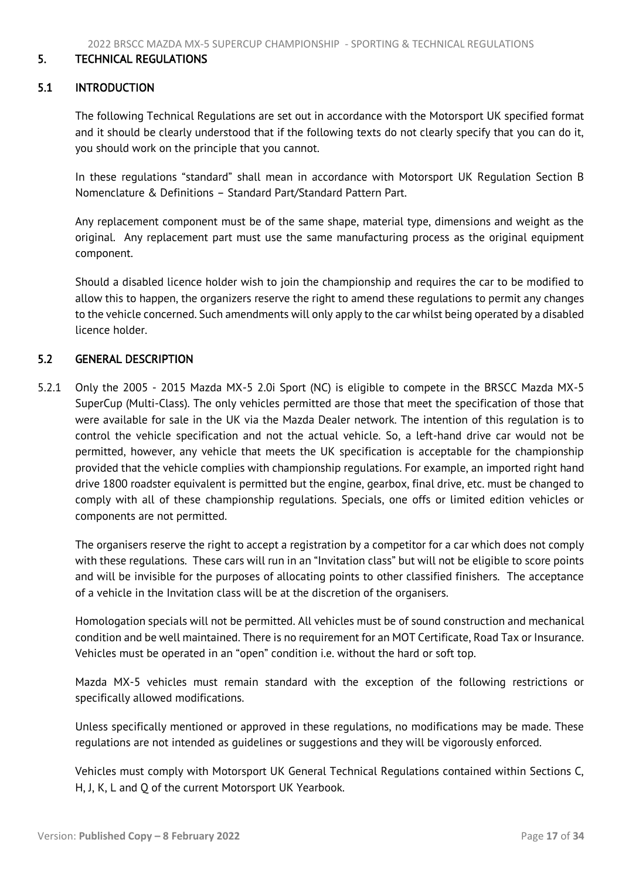## 5. TECHNICAL REGULATIONS

### 5.1 INTRODUCTION

The following Technical Regulations are set out in accordance with the Motorsport UK specified format and it should be clearly understood that if the following texts do not clearly specify that you can do it, you should work on the principle that you cannot.

In these regulations "standard" shall mean in accordance with Motorsport UK Regulation Section B Nomenclature & Definitions – Standard Part/Standard Pattern Part.

Any replacement component must be of the same shape, material type, dimensions and weight as the original. Any replacement part must use the same manufacturing process as the original equipment component.

Should a disabled licence holder wish to join the championship and requires the car to be modified to allow this to happen, the organizers reserve the right to amend these regulations to permit any changes to the vehicle concerned. Such amendments will only apply to the car whilst being operated by a disabled licence holder.

### 5.2 GENERAL DESCRIPTION

5.2.1 Only the 2005 - 2015 Mazda MX-5 2.0i Sport (NC) is eligible to compete in the BRSCC Mazda MX-5 SuperCup (Multi-Class). The only vehicles permitted are those that meet the specification of those that were available for sale in the UK via the Mazda Dealer network. The intention of this regulation is to control the vehicle specification and not the actual vehicle. So, a left-hand drive car would not be permitted, however, any vehicle that meets the UK specification is acceptable for the championship provided that the vehicle complies with championship regulations. For example, an imported right hand drive 1800 roadster equivalent is permitted but the engine, gearbox, final drive, etc. must be changed to comply with all of these championship regulations. Specials, one offs or limited edition vehicles or components are not permitted.

The organisers reserve the right to accept a registration by a competitor for a car which does not comply with these regulations. These cars will run in an "Invitation class" but will not be eligible to score points and will be invisible for the purposes of allocating points to other classified finishers. The acceptance of a vehicle in the Invitation class will be at the discretion of the organisers.

Homologation specials will not be permitted. All vehicles must be of sound construction and mechanical condition and be well maintained. There is no requirement for an MOT Certificate, Road Tax or Insurance. Vehicles must be operated in an "open" condition i.e. without the hard or soft top.

Mazda MX-5 vehicles must remain standard with the exception of the following restrictions or specifically allowed modifications.

Unless specifically mentioned or approved in these regulations, no modifications may be made. These regulations are not intended as guidelines or suggestions and they will be vigorously enforced.

Vehicles must comply with Motorsport UK General Technical Regulations contained within Sections C, H, J, K, L and Q of the current Motorsport UK Yearbook.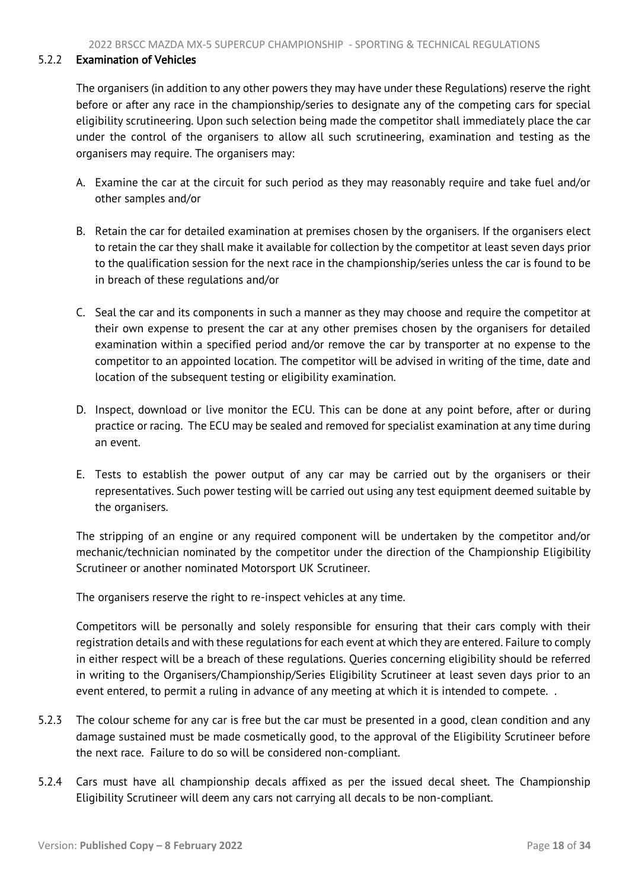### 5.2.2 Examination of Vehicles

The organisers (in addition to any other powers they may have under these Regulations) reserve the right before or after any race in the championship/series to designate any of the competing cars for special eligibility scrutineering. Upon such selection being made the competitor shall immediately place the car under the control of the organisers to allow all such scrutineering, examination and testing as the organisers may require. The organisers may:

A. Examine the car at the circuit for such period as they may reasonably require and take fuel and/or other samples and/or

B. Retain the car for detailed examination at premises chosen by the organisers. If the organisers elect to retain the car they shall make it available for collection by the competitor at least seven days prior to the qualification session for the next race in the championship/series unless the car is found to be in breach of these regulations and/or

C. Seal the car and its components in such a manner as they may choose and require the competitor at their own expense to present the car at any other premises chosen by the organisers for detailed examination within a specified period and/or remove the car by transporter at no expense to the competitor to an appointed location. The competitor will be advised in writing of the time, date and location of the subsequent testing or eligibility examination.

D. Inspect, download or live monitor the ECU. This can be done at any point before, after or during practice or racing. The ECU may be sealed and removed for specialist examination at any time during an event.

E. Tests to establish the power output of any car may be carried out by the organisers or their representatives. Such power testing will be carried out using any test equipment deemed suitable by the organisers.

The stripping of an engine or any required component will be undertaken by the competitor and/or mechanic/technician nominated by the competitor under the direction of the Championship Eligibility Scrutineer or another nominated Motorsport UK Scrutineer.

The organisers reserve the right to re-inspect vehicles at any time.

Competitors will be personally and solely responsible for ensuring that their cars comply with their registration details and with these regulations for each event at which they are entered. Failure to comply in either respect will be a breach of these regulations. Queries concerning eligibility should be referred in writing to the Organisers/Championship/Series Eligibility Scrutineer at least seven days prior to an event entered, to permit a ruling in advance of any meeting at which it is intended to compete. .

5.2.3 The colour scheme for any car is free but the car must be presented in a good, clean condition and any damage sustained must be made cosmetically good, to the approval of the Eligibility Scrutineer before the next race. Failure to do so will be considered non-compliant.

5.2.4 Cars must have all championship decals affixed as per the issued decal sheet. The Championship Eligibility Scrutineer will deem any cars not carrying all decals to be non-compliant.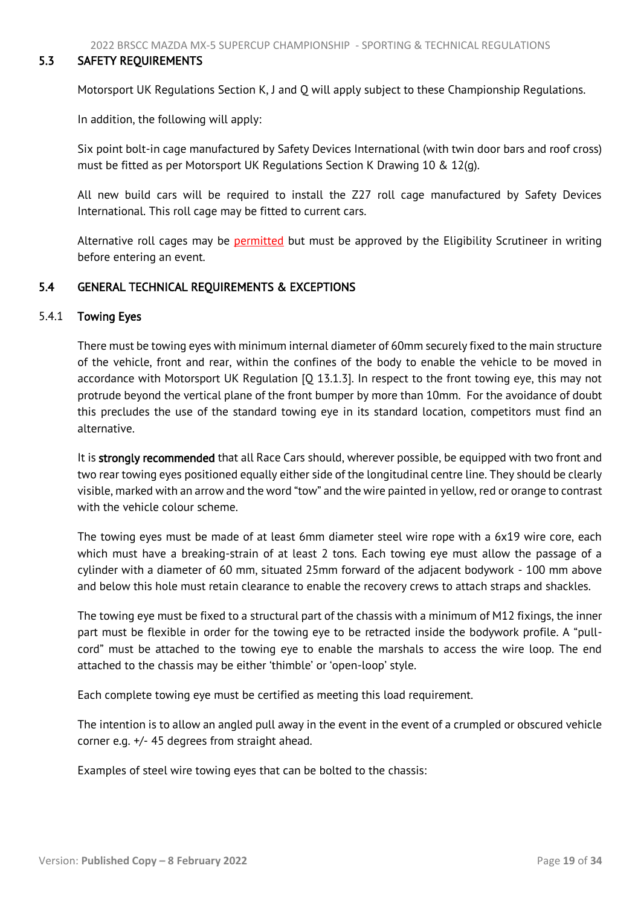## 5.3 SAFETY REQUIREMENTS

Motorsport UK Regulations Section K, J and Q will apply subject to these Championship Regulations.

In addition, the following will apply:

Six point bolt-in cage manufactured by Safety Devices International (with twin door bars and roof cross) must be fitted as per Motorsport UK Regulations Section K Drawing 10 & 12(g).

All new build cars will be required to install the Z27 roll cage manufactured by Safety Devices International. This roll cage may be fitted to current cars.

Alternative roll cages may be permitted but must be approved by the Eligibility Scrutineer in writing before entering an event.

## 5.4 GENERAL TECHNICAL REQUIREMENTS & EXCEPTIONS

### 5.4.1 Towing Eyes

There must be towing eyes with minimum internal diameter of 60mm securely fixed to the main structure of the vehicle, front and rear, within the confines of the body to enable the vehicle to be moved in accordance with Motorsport UK Regulation [Q 13.1.3]. In respect to the front towing eye, this may not protrude beyond the vertical plane of the front bumper by more than 10mm. For the avoidance of doubt this precludes the use of the standard towing eye in its standard location, competitors must find an alternative.

It is **strongly recommended** that all Race Cars should, wherever possible, be equipped with two front and two rear towing eyes positioned equally either side of the longitudinal centre line. They should be clearly visible, marked with an arrow and the word "tow" and the wire painted in yellow, red or orange to contrast with the vehicle colour scheme.

The towing eyes must be made of at least 6mm diameter steel wire rope with a 6x19 wire core, each which must have a breaking-strain of at least 2 tons. Each towing eye must allow the passage of a cylinder with a diameter of 60 mm, situated 25mm forward of the adjacent bodywork - 100 mm above and below this hole must retain clearance to enable the recovery crews to attach straps and shackles.

The towing eye must be fixed to a structural part of the chassis with a minimum of M12 fixings, the inner part must be flexible in order for the towing eye to be retracted inside the bodywork profile. A "pull-cord" must be attached to the towing eye to enable the marshals to access the wire loop. The end attached to the chassis may be either 'thimble' or 'open-loop' style.

Each complete towing eye must be certified as meeting this load requirement.

The intention is to allow an angled pull away in the event in the event of a crumpled or obscured vehicle corner e.g. +/- 45 degrees from straight ahead.

Examples of steel wire towing eyes that can be bolted to the chassis: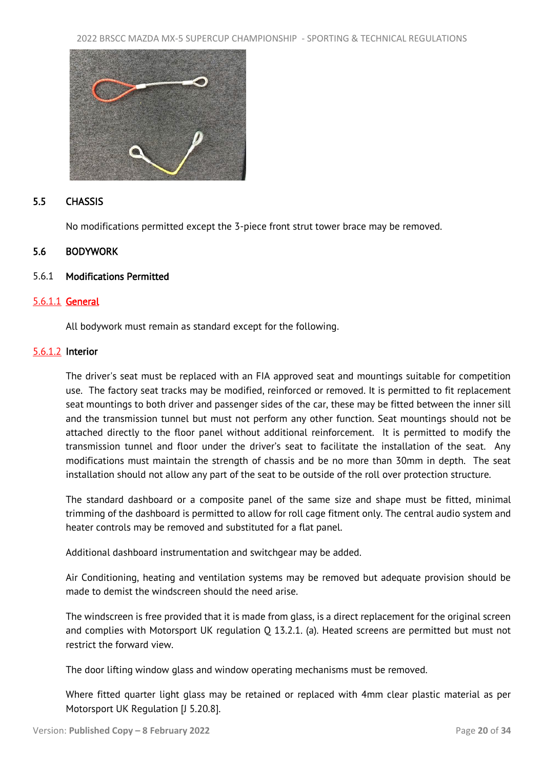## 5.5 CHASSIS

No modifications permitted except the 3-piece front strut tower brace may be removed.

## 5.6 BODYWORK

### 5.6.1 Modifications Permitted

#### 5.6.1.1 General

All bodywork must remain as standard except for the following.

#### 5.6.1.2 Interior

The driver's seat must be replaced with an FIA approved seat and mountings suitable for competition use. The factory seat tracks may be modified, reinforced or removed. It is permitted to fit replacement seat mountings to both driver and passenger sides of the car, these may be fitted between the inner sill and the transmission tunnel but must not perform any other function. Seat mountings should not be attached directly to the floor panel without additional reinforcement. It is permitted to modify the transmission tunnel and floor under the driver's seat to facilitate the installation of the seat. Any modifications must maintain the strength of chassis and be no more than 30mm in depth. The seat installation should not allow any part of the seat to be outside of the roll over protection structure.

The standard dashboard or a composite panel of the same size and shape must be fitted, minimal trimming of the dashboard is permitted to allow for roll cage fitment only. The central audio system and heater controls may be removed and substituted for a flat panel.

Additional dashboard instrumentation and switchgear may be added.

Air Conditioning, heating and ventilation systems may be removed but adequate provision should be made to demist the windscreen should the need arise.

The windscreen is free provided that it is made from glass, is a direct replacement for the original screen and complies with Motorsport UK regulation Q 13.2.1. (a). Heated screens are permitted but must not restrict the forward view.

The door lifting window glass and window operating mechanisms must be removed.

Where fitted quarter light glass may be retained or replaced with 4mm clear plastic material as per Motorsport UK Regulation [J 5.20.8].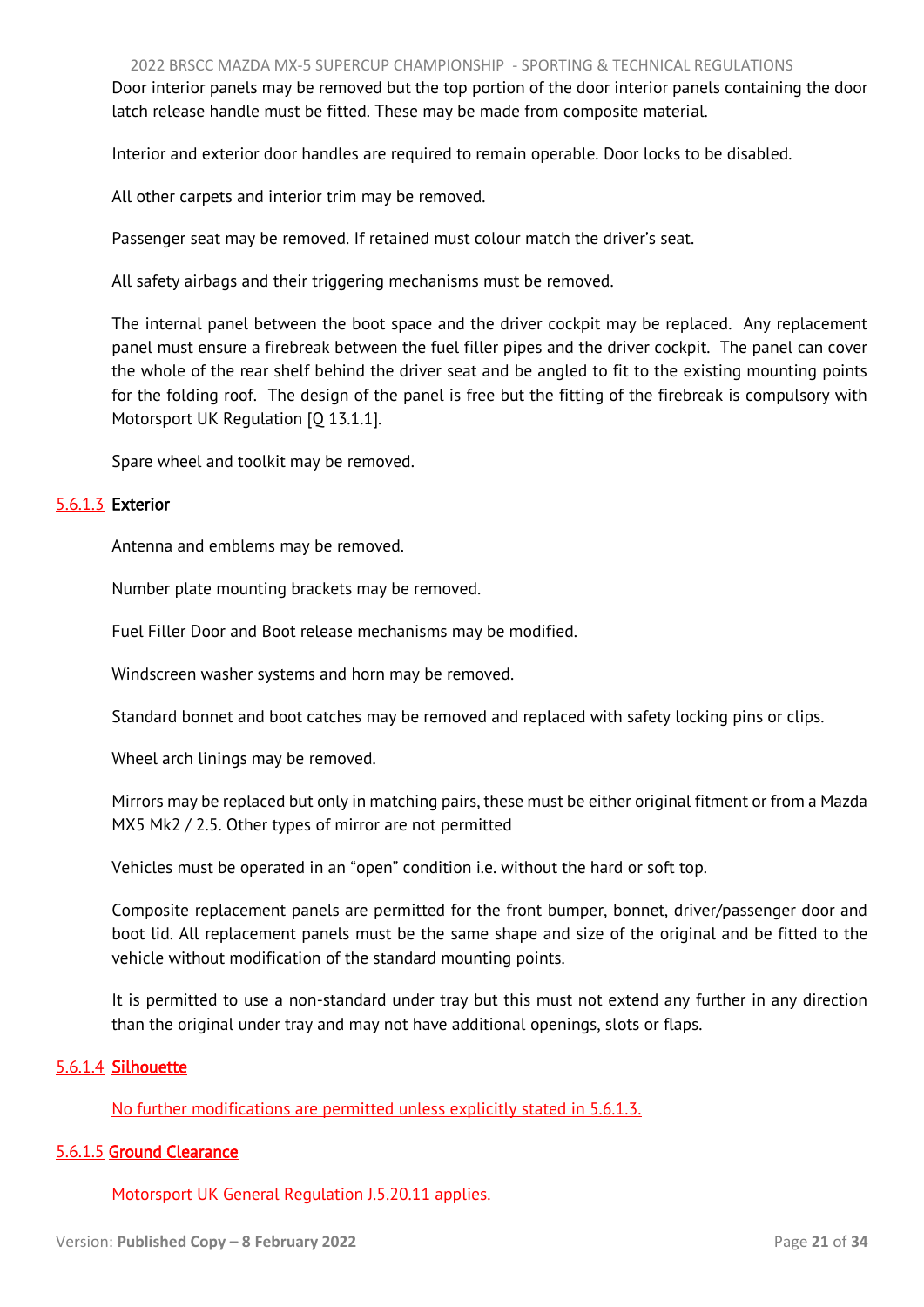Door interior panels may be removed but the top portion of the door interior panels containing the door latch release handle must be fitted. These may be made from composite material.

Interior and exterior door handles are required to remain operable. Door locks to be disabled.

All other carpets and interior trim may be removed.

Passenger seat may be removed. If retained must colour match the driver's seat.

All safety airbags and their triggering mechanisms must be removed.

The internal panel between the boot space and the driver cockpit may be replaced. Any replacement panel must ensure a firebreak between the fuel filler pipes and the driver cockpit. The panel can cover the whole of the rear shelf behind the driver seat and be angled to fit to the existing mounting points for the folding roof. The design of the panel is free but the fitting of the firebreak is compulsory with Motorsport UK Regulation [Q 13.1.1].

Spare wheel and toolkit may be removed.

#### 5.6.1.3 Exterior

Antenna and emblems may be removed.

Number plate mounting brackets may be removed.

Fuel Filler Door and Boot release mechanisms may be modified.

Windscreen washer systems and horn may be removed.

Standard bonnet and boot catches may be removed and replaced with safety locking pins or clips.

Wheel arch linings may be removed.

Mirrors may be replaced but only in matching pairs, these must be either original fitment or from a Mazda MX5 Mk2 / 2.5. Other types of mirror are not permitted

Vehicles must be operated in an "open" condition i.e. without the hard or soft top.

Composite replacement panels are permitted for the front bumper, bonnet, driver/passenger door and boot lid. All replacement panels must be the same shape and size of the original and be fitted to the vehicle without modification of the standard mounting points.

It is permitted to use a non-standard under tray but this must not extend any further in any direction than the original under tray and may not have additional openings, slots or flaps.

#### 5.6.1.4 Silhouette

No further modifications are permitted unless explicitly stated in 5.6.1.3.

#### 5.6.1.5 Ground Clearance

Motorsport UK General Regulation J.5.20.11 applies.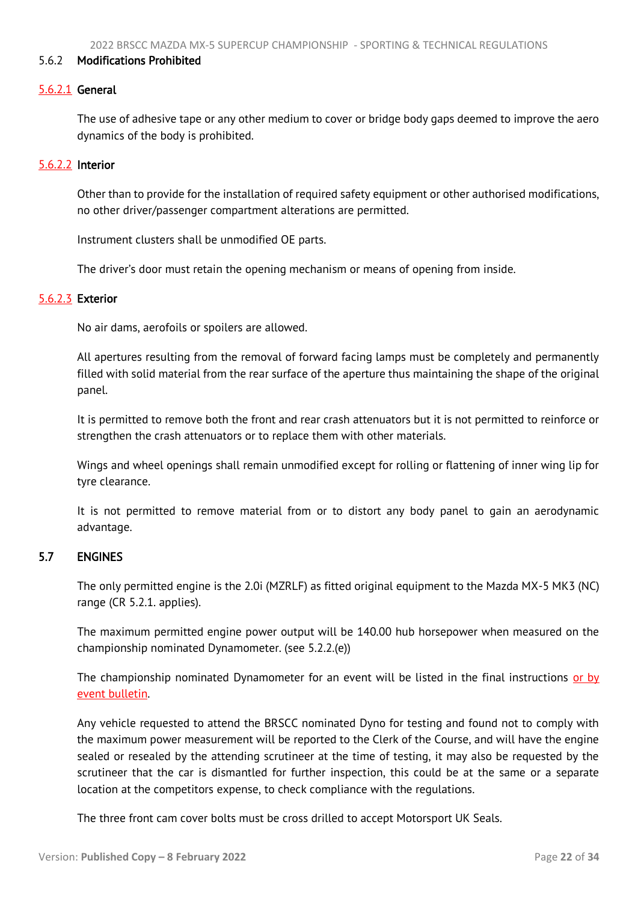### 5.6.2 Modifications Prohibited

#### 5.6.2.1 General

The use of adhesive tape or any other medium to cover or bridge body gaps deemed to improve the aero dynamics of the body is prohibited.

#### 5.6.2.2 Interior

Other than to provide for the installation of required safety equipment or other authorised modifications, no other driver/passenger compartment alterations are permitted.

Instrument clusters shall be unmodified OE parts.

The driver's door must retain the opening mechanism or means of opening from inside.

#### 5.6.2.3 Exterior

No air dams, aerofoils or spoilers are allowed.

All apertures resulting from the removal of forward facing lamps must be completely and permanently filled with solid material from the rear surface of the aperture thus maintaining the shape of the original panel.

It is permitted to remove both the front and rear crash attenuators but it is not permitted to reinforce or strengthen the crash attenuators or to replace them with other materials.

Wings and wheel openings shall remain unmodified except for rolling or flattening of inner wing lip for tyre clearance.

It is not permitted to remove material from or to distort any body panel to gain an aerodynamic advantage.

## 5.7 ENGINES

The only permitted engine is the 2.0i (MZRLF) as fitted original equipment to the Mazda MX-5 MK3 (NC) range (CR 5.2.1. applies).

The maximum permitted engine power output will be 140.00 hub horsepower when measured on the championship nominated Dynamometer. (see 5.2.2.(e))

The championship nominated Dynamometer for an event will be listed in the final instructions or by event bulletin.

Any vehicle requested to attend the BRSCC nominated Dyno for testing and found not to comply with the maximum power measurement will be reported to the Clerk of the Course, and will have the engine sealed or resealed by the attending scrutineer at the time of testing, it may also be requested by the scrutineer that the car is dismantled for further inspection, this could be at the same or a separate location at the competitors expense, to check compliance with the regulations.

The three front cam cover bolts must be cross drilled to accept Motorsport UK Seals.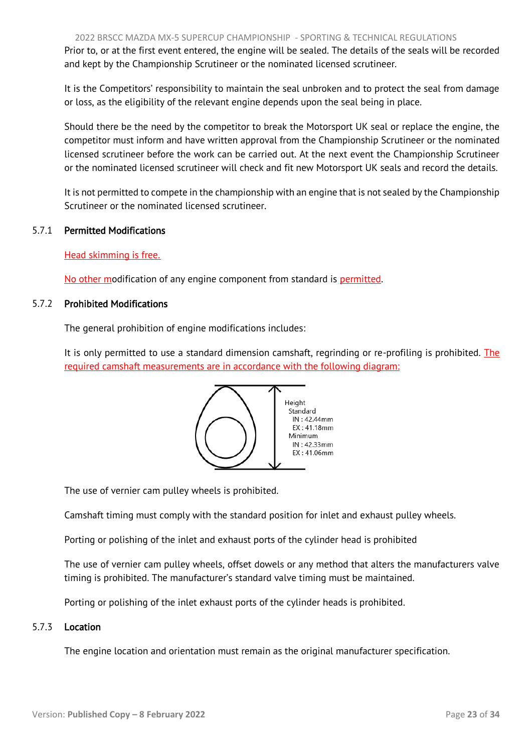Prior to, or at the first event entered, the engine will be sealed. The details of the seals will be recorded and kept by the Championship Scrutineer or the nominated licensed scrutineer.

It is the Competitors' responsibility to maintain the seal unbroken and to protect the seal from damage or loss, as the eligibility of the relevant engine depends upon the seal being in place.

Should there be the need by the competitor to break the Motorsport UK seal or replace the engine, the competitor must inform and have written approval from the Championship Scrutineer or the nominated licensed scrutineer before the work can be carried out. At the next event the Championship Scrutineer or the nominated licensed scrutineer will check and fit new Motorsport UK seals and record the details.

It is not permitted to compete in the championship with an engine that is not sealed by the Championship Scrutineer or the nominated licensed scrutineer.

### 5.7.1 Permitted Modifications

Head skimming is free.

No other modification of any engine component from standard is permitted.

### 5.7.2 Prohibited Modifications

The general prohibition of engine modifications includes:

It is only permitted to use a standard dimension camshaft, regrinding or re-profiling is prohibited. The required camshaft measurements are in accordance with the following diagram:

Height
Standard
IN : 42.44mm
EX : 41.18mm
Minimum
IN : 42.33mm
EX : 41.06mm

The use of vernier cam pulley wheels is prohibited.

Camshaft timing must comply with the standard position for inlet and exhaust pulley wheels.

Porting or polishing of the inlet and exhaust ports of the cylinder head is prohibited

The use of vernier cam pulley wheels, offset dowels or any method that alters the manufacturers valve timing is prohibited. The manufacturer's standard valve timing must be maintained.

Porting or polishing of the inlet exhaust ports of the cylinder heads is prohibited.

### 5.7.3 Location

The engine location and orientation must remain as the original manufacturer specification.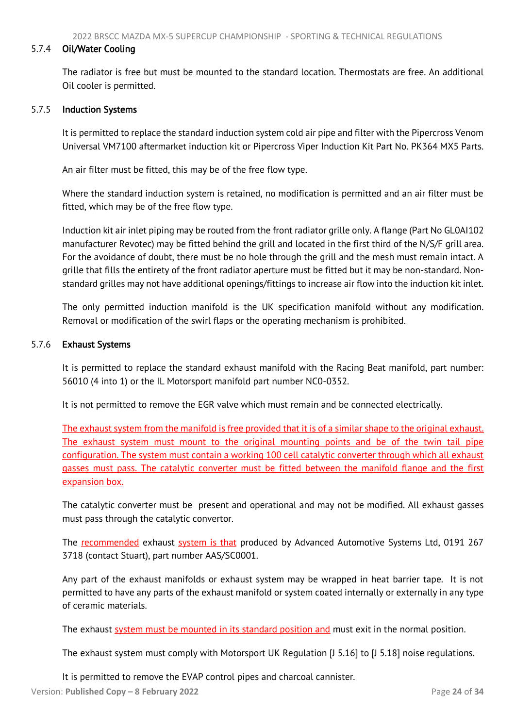### 5.7.4 Oil/Water Cooling

The radiator is free but must be mounted to the standard location. Thermostats are free. An additional Oil cooler is permitted.

### 5.7.5 Induction Systems

It is permitted to replace the standard induction system cold air pipe and filter with the Pipercross Venom Universal VM7100 aftermarket induction kit or Pipercross Viper Induction Kit Part No. PK364 MX5 Parts.

An air filter must be fitted, this may be of the free flow type.

Where the standard induction system is retained, no modification is permitted and an air filter must be fitted, which may be of the free flow type.

Induction kit air inlet piping may be routed from the front radiator grille only. A flange (Part No GL0AI102 manufacturer Revotec) may be fitted behind the grill and located in the first third of the N/S/F grill area. For the avoidance of doubt, there must be no hole through the grill and the mesh must remain intact. A grille that fills the entirety of the front radiator aperture must be fitted but it may be non-standard. Non-standard grilles may not have additional openings/fittings to increase air flow into the induction kit inlet.

The only permitted induction manifold is the UK specification manifold without any modification. Removal or modification of the swirl flaps or the operating mechanism is prohibited.

### 5.7.6 Exhaust Systems

It is permitted to replace the standard exhaust manifold with the Racing Beat manifold, part number: 56010 (4 into 1) or the IL Motorsport manifold part number NC0-0352.

It is not permitted to remove the EGR valve which must remain and be connected electrically.

The exhaust system from the manifold is free provided that it is of a similar shape to the original exhaust. The exhaust system must mount to the original mounting points and be of the twin tail pipe configuration. The system must contain a working 100 cell catalytic converter through which all exhaust gasses must pass. The catalytic converter must be fitted between the manifold flange and the first expansion box.

The catalytic converter must be present and operational and may not be modified. All exhaust gasses must pass through the catalytic convertor.

The recommended exhaust system is that produced by Advanced Automotive Systems Ltd, 0191 267 3718 (contact Stuart), part number AAS/SC0001.

Any part of the exhaust manifolds or exhaust system may be wrapped in heat barrier tape. It is not permitted to have any parts of the exhaust manifold or system coated internally or externally in any type of ceramic materials.

The exhaust system must be mounted in its standard position and must exit in the normal position.

The exhaust system must comply with Motorsport UK Regulation [J 5.16] to [J 5.18] noise regulations.

It is permitted to remove the EVAP control pipes and charcoal cannister.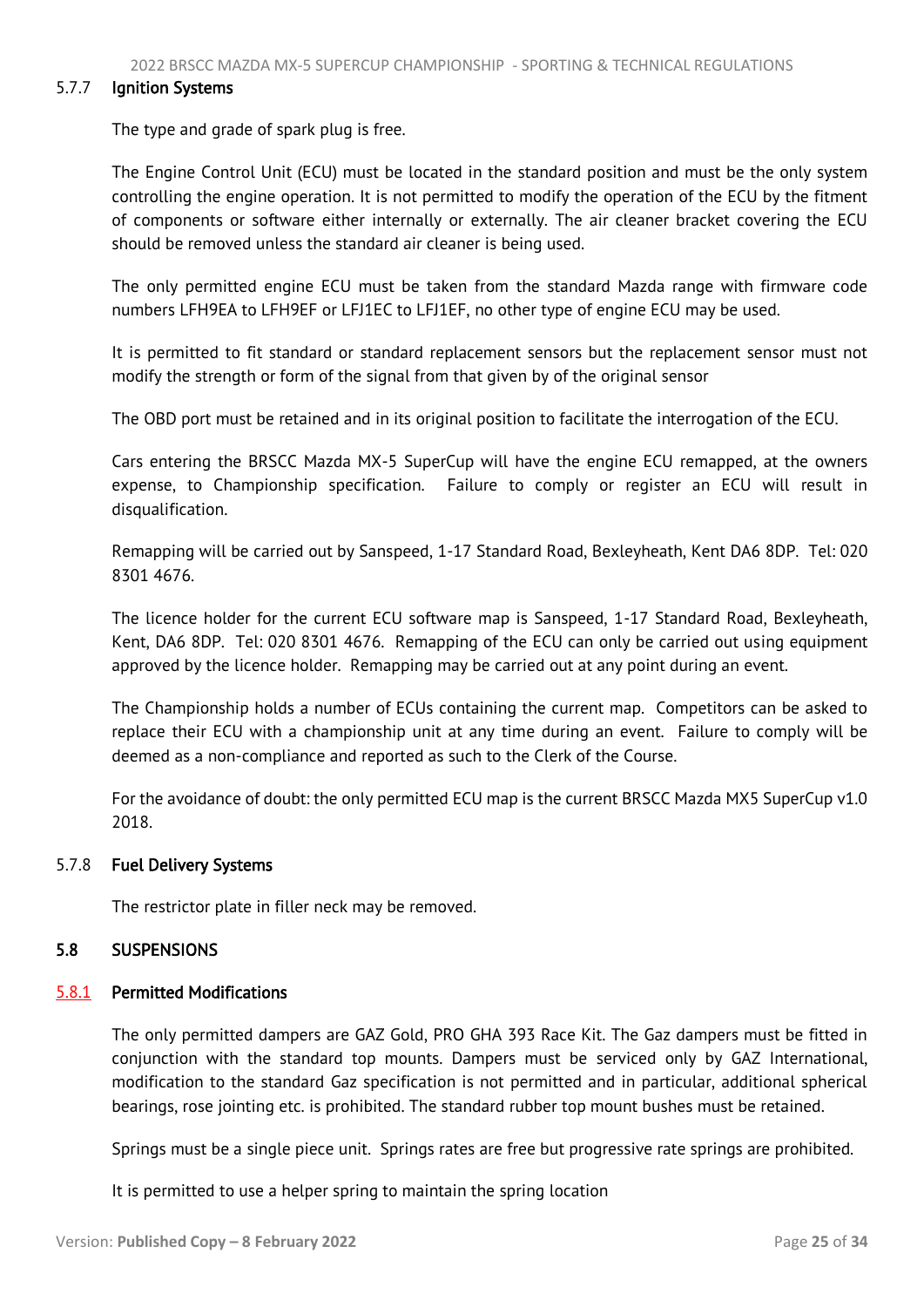#### 5.7.7 Ignition Systems

The type and grade of spark plug is free.

The Engine Control Unit (ECU) must be located in the standard position and must be the only system controlling the engine operation. It is not permitted to modify the operation of the ECU by the fitment of components or software either internally or externally. The air cleaner bracket covering the ECU should be removed unless the standard air cleaner is being used.

The only permitted engine ECU must be taken from the standard Mazda range with firmware code numbers LFH9EA to LFH9EF or LFJ1EC to LFJ1EF, no other type of engine ECU may be used.

It is permitted to fit standard or standard replacement sensors but the replacement sensor must not modify the strength or form of the signal from that given by of the original sensor

The OBD port must be retained and in its original position to facilitate the interrogation of the ECU.

Cars entering the BRSCC Mazda MX-5 SuperCup will have the engine ECU remapped, at the owners expense, to Championship specification. Failure to comply or register an ECU will result in disqualification.

Remapping will be carried out by Sanspeed, 1-17 Standard Road, Bexleyheath, Kent DA6 8DP. Tel: 020 8301 4676.

The licence holder for the current ECU software map is Sanspeed, 1-17 Standard Road, Bexleyheath, Kent, DA6 8DP. Tel: 020 8301 4676. Remapping of the ECU can only be carried out using equipment approved by the licence holder. Remapping may be carried out at any point during an event.

The Championship holds a number of ECUs containing the current map. Competitors can be asked to replace their ECU with a championship unit at any time during an event. Failure to comply will be deemed as a non-compliance and reported as such to the Clerk of the Course.

For the avoidance of doubt: the only permitted ECU map is the current BRSCC Mazda MX5 SuperCup v1.0 2018.

#### 5.7.8 Fuel Delivery Systems

The restrictor plate in filler neck may be removed.

### 5.8 SUSPENSIONS

#### 5.8.1 Permitted Modifications

The only permitted dampers are GAZ Gold, PRO GHA 393 Race Kit. The Gaz dampers must be fitted in conjunction with the standard top mounts. Dampers must be serviced only by GAZ International, modification to the standard Gaz specification is not permitted and in particular, additional spherical bearings, rose jointing etc. is prohibited. The standard rubber top mount bushes must be retained.

Springs must be a single piece unit. Springs rates are free but progressive rate springs are prohibited.

It is permitted to use a helper spring to maintain the spring location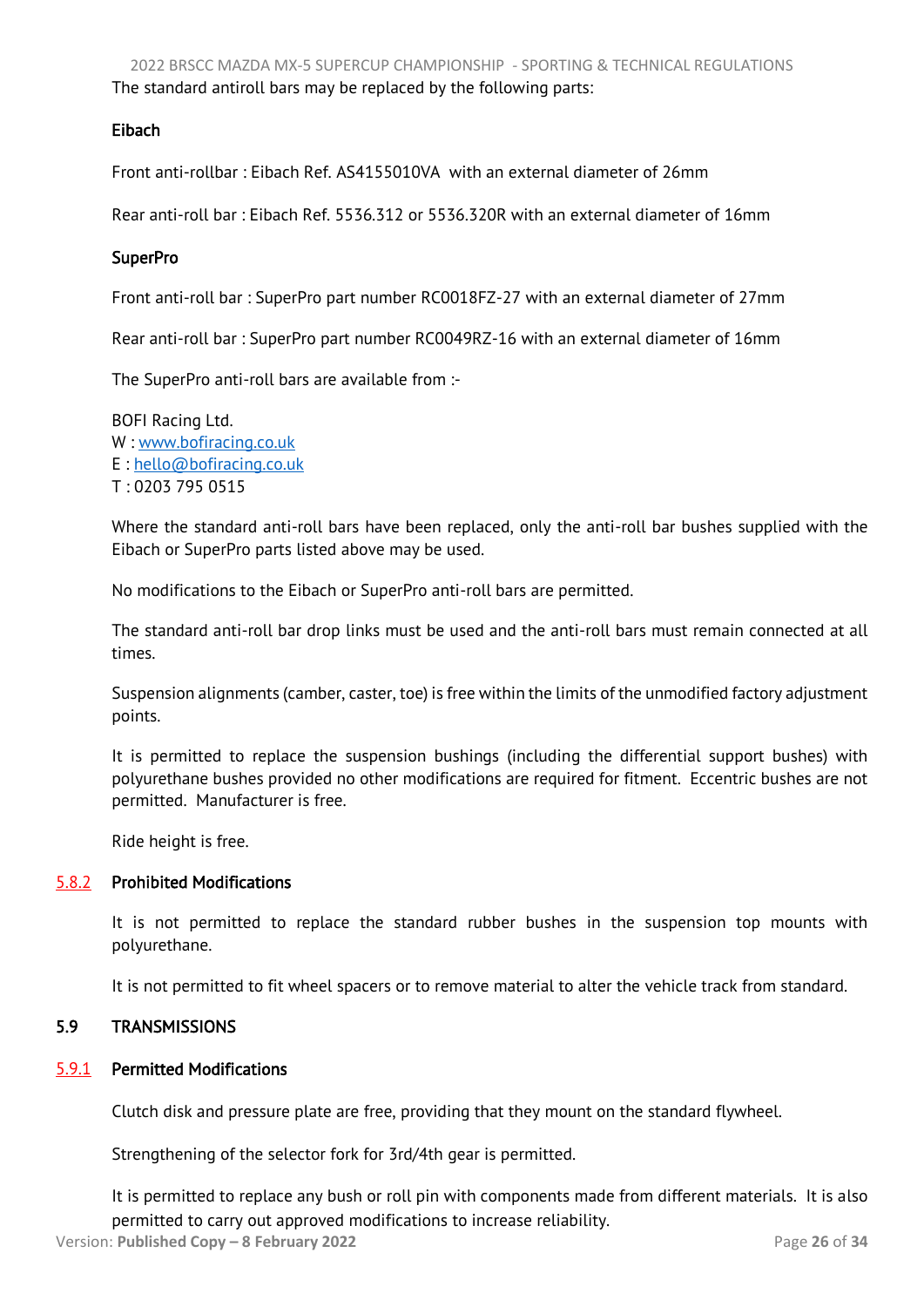The standard antiroll bars may be replaced by the following parts:

**Eibach**

Front anti-rollbar : Eibach Ref. AS4155010VA with an external diameter of 26mm

Rear anti-roll bar : Eibach Ref. 5536.312 or 5536.320R with an external diameter of 16mm

**SuperPro**

Front anti-roll bar : SuperPro part number RC0018FZ-27 with an external diameter of 27mm

Rear anti-roll bar : SuperPro part number RC0049RZ-16 with an external diameter of 16mm

The SuperPro anti-roll bars are available from :-

BOFI Racing Ltd.
W : www.bofiracing.co.uk
E : hello@bofiracing.co.uk
T : 0203 795 0515

Where the standard anti-roll bars have been replaced, only the anti-roll bar bushes supplied with the Eibach or SuperPro parts listed above may be used.

No modifications to the Eibach or SuperPro anti-roll bars are permitted.

The standard anti-roll bar drop links must be used and the anti-roll bars must remain connected at all times.

Suspension alignments (camber, caster, toe) is free within the limits of the unmodified factory adjustment points.

It is permitted to replace the suspension bushings (including the differential support bushes) with polyurethane bushes provided no other modifications are required for fitment. Eccentric bushes are not permitted. Manufacturer is free.

Ride height is free.

#### 5.8.2 Prohibited Modifications

It is not permitted to replace the standard rubber bushes in the suspension top mounts with polyurethane.

It is not permitted to fit wheel spacers or to remove material to alter the vehicle track from standard.

### 5.9 TRANSMISSIONS

#### 5.9.1 Permitted Modifications

Clutch disk and pressure plate are free, providing that they mount on the standard flywheel.

Strengthening of the selector fork for 3rd/4th gear is permitted.

It is permitted to replace any bush or roll pin with components made from different materials. It is also permitted to carry out approved modifications to increase reliability.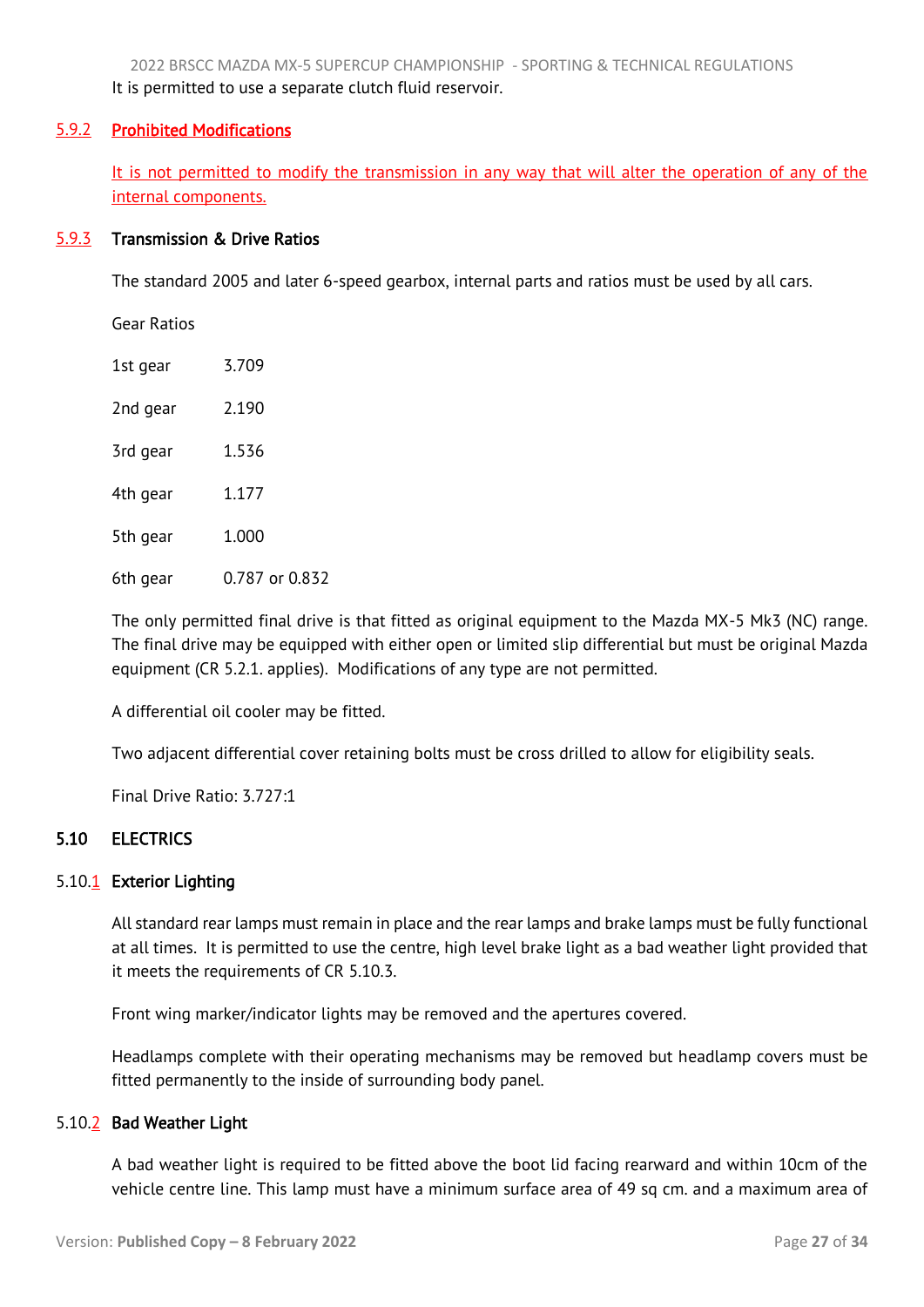It is permitted to use a separate clutch fluid reservoir.

### 5.9.2 Prohibited Modifications

It is not permitted to modify the transmission in any way that will alter the operation of any of the internal components.

### 5.9.3 Transmission & Drive Ratios

The standard 2005 and later 6-speed gearbox, internal parts and ratios must be used by all cars.

Gear Ratios

| | |
|---|---|
| 1st gear | 3.709 |
| 2nd gear | 2.190 |
| 3rd gear | 1.536 |
| 4th gear | 1.177 |
| 5th gear | 1.000 |
| 6th gear | 0.787 or 0.832 |

The only permitted final drive is that fitted as original equipment to the Mazda MX-5 Mk3 (NC) range. The final drive may be equipped with either open or limited slip differential but must be original Mazda equipment (CR 5.2.1. applies). Modifications of any type are not permitted.

A differential oil cooler may be fitted.

Two adjacent differential cover retaining bolts must be cross drilled to allow for eligibility seals.

Final Drive Ratio: 3.727:1

## 5.10 ELECTRICS

### 5.10.1 Exterior Lighting

All standard rear lamps must remain in place and the rear lamps and brake lamps must be fully functional at all times. It is permitted to use the centre, high level brake light as a bad weather light provided that it meets the requirements of CR 5.10.3.

Front wing marker/indicator lights may be removed and the apertures covered.

Headlamps complete with their operating mechanisms may be removed but headlamp covers must be fitted permanently to the inside of surrounding body panel.

### 5.10.2 Bad Weather Light

A bad weather light is required to be fitted above the boot lid facing rearward and within 10cm of the vehicle centre line. This lamp must have a minimum surface area of 49 sq cm. and a maximum area of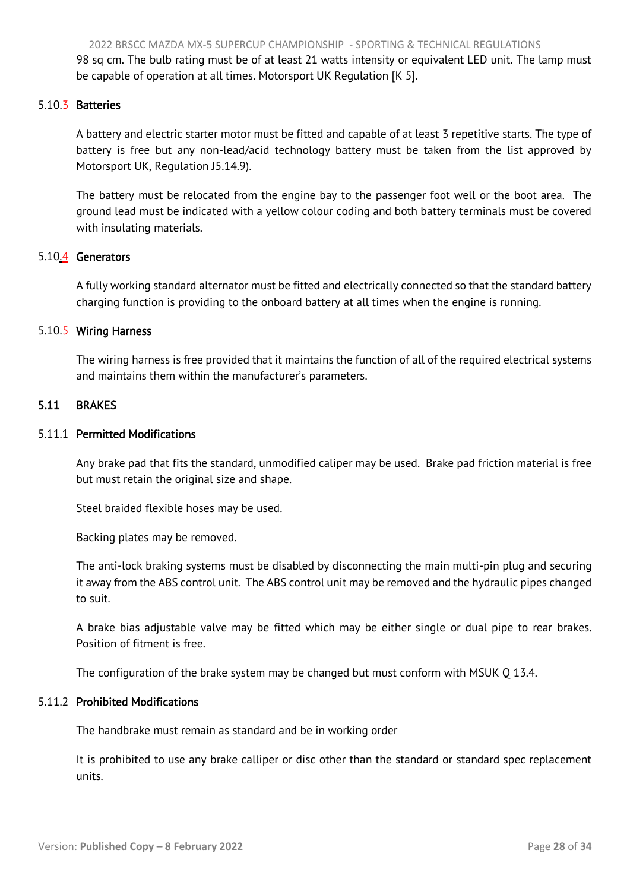98 sq cm. The bulb rating must be of at least 21 watts intensity or equivalent LED unit. The lamp must be capable of operation at all times. Motorsport UK Regulation [K 5].

### 5.10.3 Batteries

A battery and electric starter motor must be fitted and capable of at least 3 repetitive starts. The type of battery is free but any non-lead/acid technology battery must be taken from the list approved by Motorsport UK, Regulation J5.14.9).

The battery must be relocated from the engine bay to the passenger foot well or the boot area. The ground lead must be indicated with a yellow colour coding and both battery terminals must be covered with insulating materials.

### 5.10.4 Generators

A fully working standard alternator must be fitted and electrically connected so that the standard battery charging function is providing to the onboard battery at all times when the engine is running.

### 5.10.5 Wiring Harness

The wiring harness is free provided that it maintains the function of all of the required electrical systems and maintains them within the manufacturer's parameters.

## 5.11 BRAKES

### 5.11.1 Permitted Modifications

Any brake pad that fits the standard, unmodified caliper may be used. Brake pad friction material is free but must retain the original size and shape.

Steel braided flexible hoses may be used.

Backing plates may be removed.

The anti-lock braking systems must be disabled by disconnecting the main multi-pin plug and securing it away from the ABS control unit. The ABS control unit may be removed and the hydraulic pipes changed to suit.

A brake bias adjustable valve may be fitted which may be either single or dual pipe to rear brakes. Position of fitment is free.

The configuration of the brake system may be changed but must conform with MSUK Q 13.4.

### 5.11.2 Prohibited Modifications

The handbrake must remain as standard and be in working order

It is prohibited to use any brake calliper or disc other than the standard or standard spec replacement units.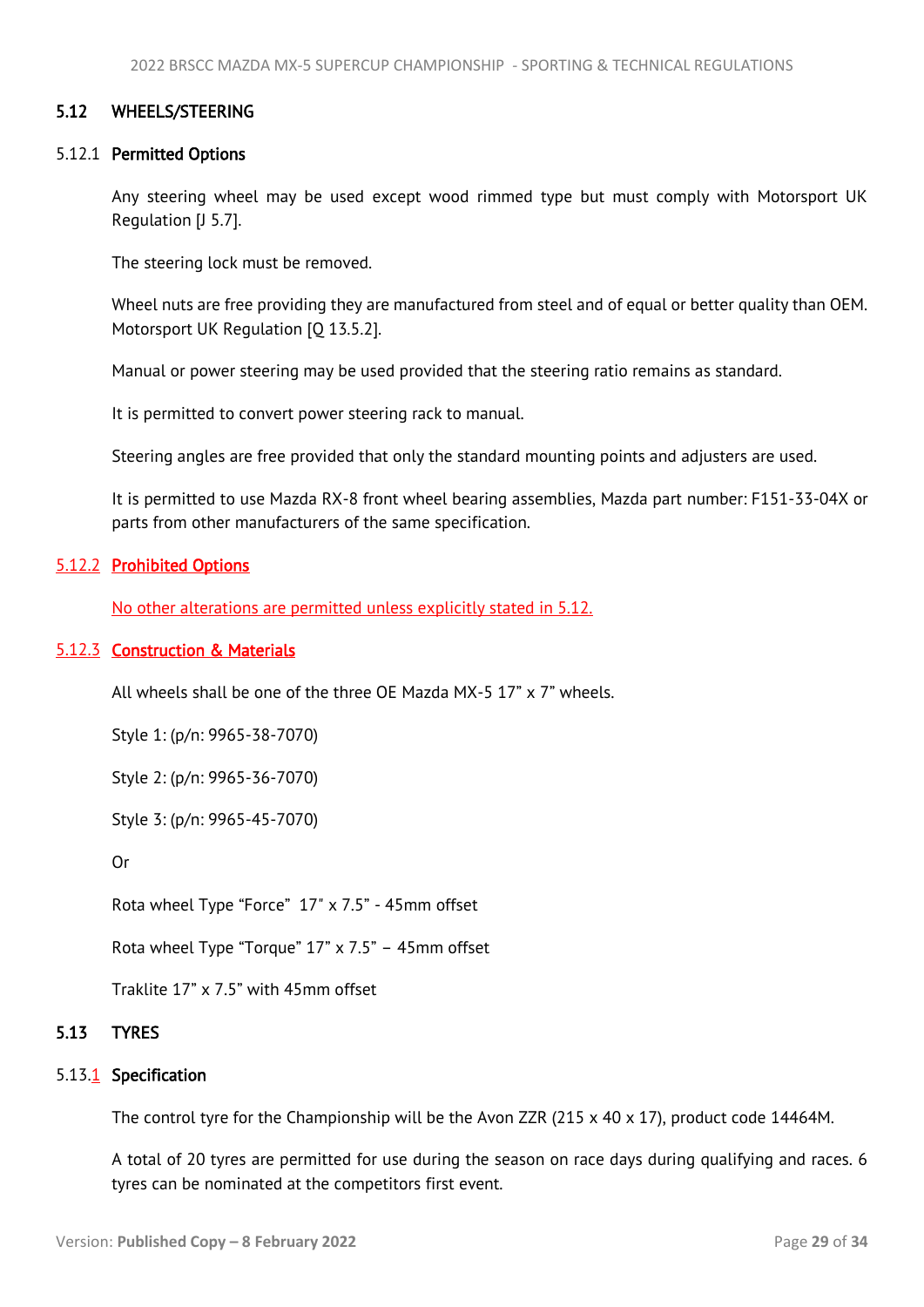## 5.12 WHEELS/STEERING

### 5.12.1 Permitted Options

Any steering wheel may be used except wood rimmed type but must comply with Motorsport UK Regulation [J 5.7].

The steering lock must be removed.

Wheel nuts are free providing they are manufactured from steel and of equal or better quality than OEM. Motorsport UK Regulation [Q 13.5.2].

Manual or power steering may be used provided that the steering ratio remains as standard.

It is permitted to convert power steering rack to manual.

Steering angles are free provided that only the standard mounting points and adjusters are used.

It is permitted to use Mazda RX-8 front wheel bearing assemblies, Mazda part number: F151-33-04X or parts from other manufacturers of the same specification.

### 5.12.2 Prohibited Options

No other alterations are permitted unless explicitly stated in 5.12.

### 5.12.3 Construction & Materials

All wheels shall be one of the three OE Mazda MX-5 17" x 7" wheels.

Style 1: (p/n: 9965-38-7070)

Style 2: (p/n: 9965-36-7070)

Style 3: (p/n: 9965-45-7070)

Or

Rota wheel Type "Force" 17" x 7.5" - 45mm offset

Rota wheel Type "Torque" 17" x 7.5" – 45mm offset

Traklite 17" x 7.5" with 45mm offset

## 5.13 TYRES

### 5.13.1 Specification

The control tyre for the Championship will be the Avon ZZR (215 x 40 x 17), product code 14464M.

A total of 20 tyres are permitted for use during the season on race days during qualifying and races. 6 tyres can be nominated at the competitors first event.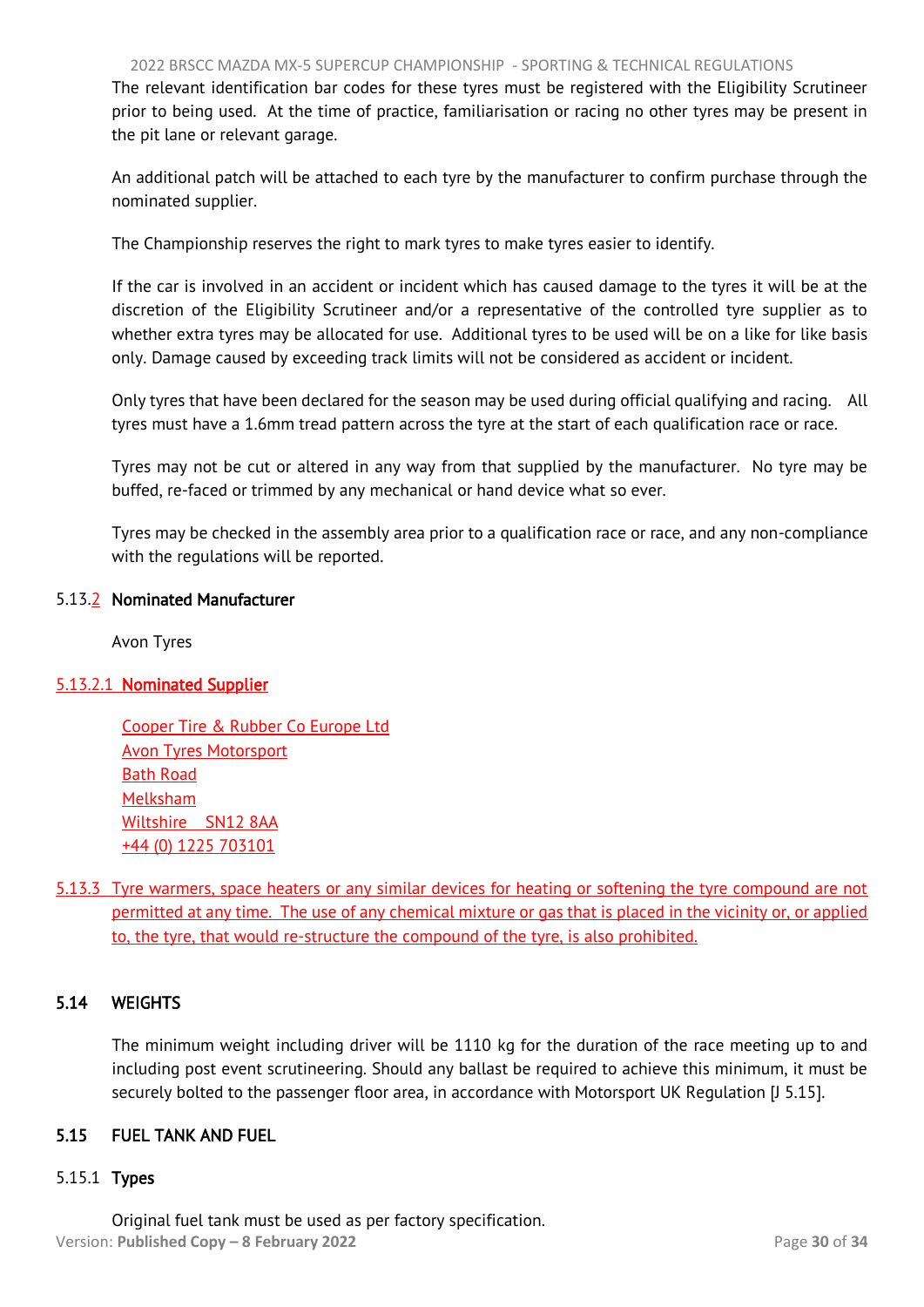The relevant identification bar codes for these tyres must be registered with the Eligibility Scrutineer prior to being used. At the time of practice, familiarisation or racing no other tyres may be present in the pit lane or relevant garage.

An additional patch will be attached to each tyre by the manufacturer to confirm purchase through the nominated supplier.

The Championship reserves the right to mark tyres to make tyres easier to identify.

If the car is involved in an accident or incident which has caused damage to the tyres it will be at the discretion of the Eligibility Scrutineer and/or a representative of the controlled tyre supplier as to whether extra tyres may be allocated for use. Additional tyres to be used will be on a like for like basis only. Damage caused by exceeding track limits will not be considered as accident or incident.

Only tyres that have been declared for the season may be used during official qualifying and racing. All tyres must have a 1.6mm tread pattern across the tyre at the start of each qualification race or race.

Tyres may not be cut or altered in any way from that supplied by the manufacturer. No tyre may be buffed, re-faced or trimmed by any mechanical or hand device what so ever.

Tyres may be checked in the assembly area prior to a qualification race or race, and any non-compliance with the regulations will be reported.

#### 5.13.2 Nominated Manufacturer

Avon Tyres

#### 5.13.2.1 Nominated Supplier

Cooper Tire & Rubber Co Europe Ltd
Avon Tyres Motorsport
Bath Road
Melksham
Wiltshire SN12 8AA
+44 (0) 1225 703101

5.13.3 Tyre warmers, space heaters or any similar devices for heating or softening the tyre compound are not permitted at any time. The use of any chemical mixture or gas that is placed in the vicinity or, or applied to, the tyre, that would re-structure the compound of the tyre, is also prohibited.

## 5.14 WEIGHTS

The minimum weight including driver will be 1110 kg for the duration of the race meeting up to and including post event scrutineering. Should any ballast be required to achieve this minimum, it must be securely bolted to the passenger floor area, in accordance with Motorsport UK Regulation [J 5.15].

## 5.15 FUEL TANK AND FUEL

#### 5.15.1 Types

Original fuel tank must be used as per factory specification.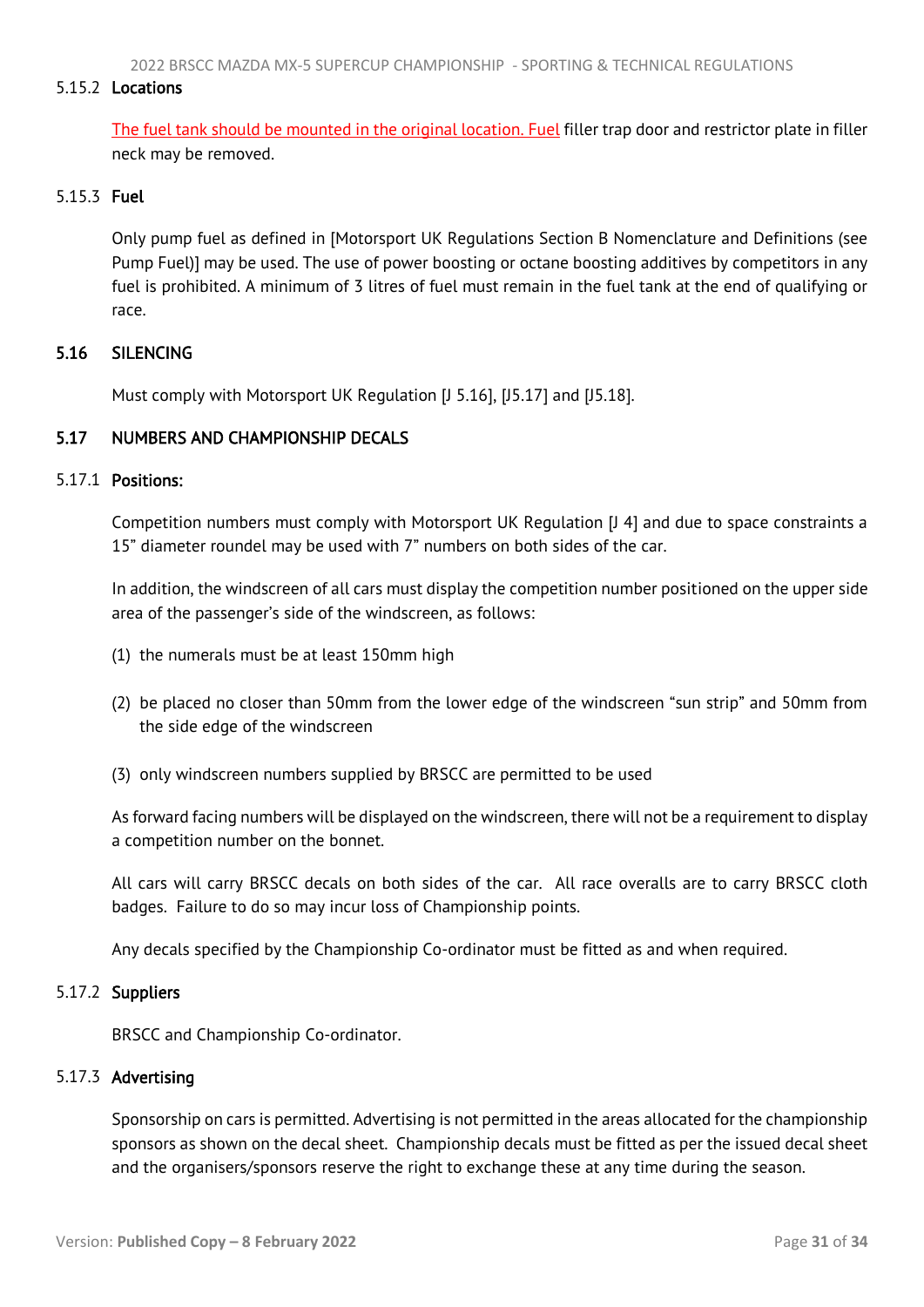#### 5.15.2 Locations

The fuel tank should be mounted in the original location. Fuel filler trap door and restrictor plate in filler neck may be removed.

#### 5.15.3 Fuel

Only pump fuel as defined in [Motorsport UK Regulations Section B Nomenclature and Definitions (see Pump Fuel)] may be used. The use of power boosting or octane boosting additives by competitors in any fuel is prohibited. A minimum of 3 litres of fuel must remain in the fuel tank at the end of qualifying or race.

### 5.16 SILENCING

Must comply with Motorsport UK Regulation [J 5.16], [J5.17] and [J5.18].

### 5.17 NUMBERS AND CHAMPIONSHIP DECALS

#### 5.17.1 Positions:

Competition numbers must comply with Motorsport UK Regulation [J 4] and due to space constraints a 15" diameter roundel may be used with 7" numbers on both sides of the car.

In addition, the windscreen of all cars must display the competition number positioned on the upper side area of the passenger's side of the windscreen, as follows:

(1) the numerals must be at least 150mm high

(2) be placed no closer than 50mm from the lower edge of the windscreen "sun strip" and 50mm from the side edge of the windscreen

(3) only windscreen numbers supplied by BRSCC are permitted to be used

As forward facing numbers will be displayed on the windscreen, there will not be a requirement to display a competition number on the bonnet.

All cars will carry BRSCC decals on both sides of the car. All race overalls are to carry BRSCC cloth badges. Failure to do so may incur loss of Championship points.

Any decals specified by the Championship Co-ordinator must be fitted as and when required.

#### 5.17.2 Suppliers

BRSCC and Championship Co-ordinator.

#### 5.17.3 Advertising

Sponsorship on cars is permitted. Advertising is not permitted in the areas allocated for the championship sponsors as shown on the decal sheet. Championship decals must be fitted as per the issued decal sheet and the organisers/sponsors reserve the right to exchange these at any time during the season.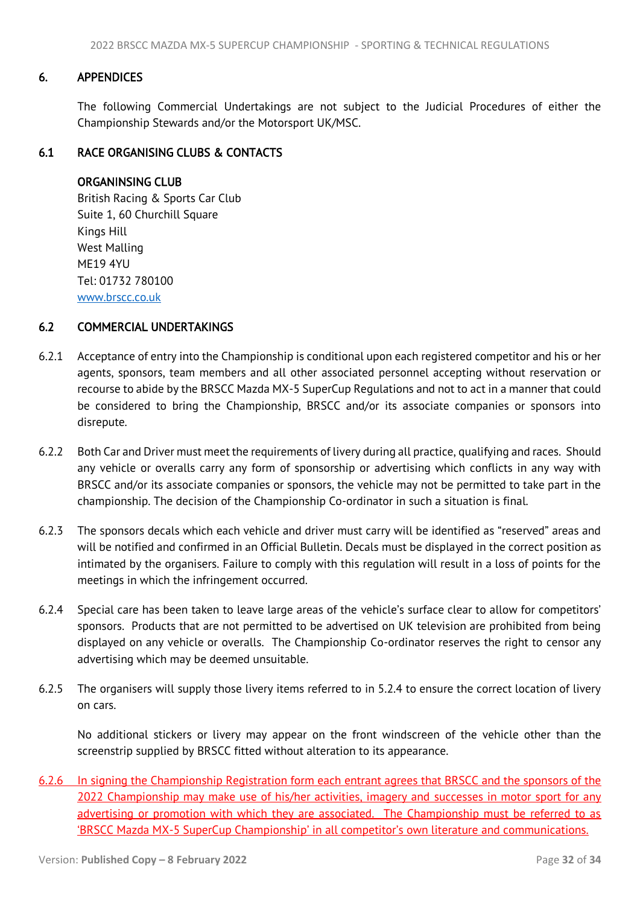## 6. APPENDICES

The following Commercial Undertakings are not subject to the Judicial Procedures of either the Championship Stewards and/or the Motorsport UK/MSC.

### 6.1 RACE ORGANISING CLUBS & CONTACTS

ORGANINSING CLUB
British Racing & Sports Car Club
Suite 1, 60 Churchill Square
Kings Hill
West Malling
ME19 4YU
Tel: 01732 780100
www.brscc.co.uk

### 6.2 COMMERCIAL UNDERTAKINGS

6.2.1 Acceptance of entry into the Championship is conditional upon each registered competitor and his or her agents, sponsors, team members and all other associated personnel accepting without reservation or recourse to abide by the BRSCC Mazda MX-5 SuperCup Regulations and not to act in a manner that could be considered to bring the Championship, BRSCC and/or its associate companies or sponsors into disrepute.

6.2.2 Both Car and Driver must meet the requirements of livery during all practice, qualifying and races. Should any vehicle or overalls carry any form of sponsorship or advertising which conflicts in any way with BRSCC and/or its associate companies or sponsors, the vehicle may not be permitted to take part in the championship. The decision of the Championship Co-ordinator in such a situation is final.

6.2.3 The sponsors decals which each vehicle and driver must carry will be identified as "reserved" areas and will be notified and confirmed in an Official Bulletin. Decals must be displayed in the correct position as intimated by the organisers. Failure to comply with this regulation will result in a loss of points for the meetings in which the infringement occurred.

6.2.4 Special care has been taken to leave large areas of the vehicle's surface clear to allow for competitors' sponsors. Products that are not permitted to be advertised on UK television are prohibited from being displayed on any vehicle or overalls. The Championship Co-ordinator reserves the right to censor any advertising which may be deemed unsuitable.

6.2.5 The organisers will supply those livery items referred to in 5.2.4 to ensure the correct location of livery on cars.

No additional stickers or livery may appear on the front windscreen of the vehicle other than the screenstrip supplied by BRSCC fitted without alteration to its appearance.

6.2.6 In signing the Championship Registration form each entrant agrees that BRSCC and the sponsors of the 2022 Championship may make use of his/her activities, imagery and successes in motor sport for any advertising or promotion with which they are associated. The Championship must be referred to as 'BRSCC Mazda MX-5 SuperCup Championship' in all competitor's own literature and communications.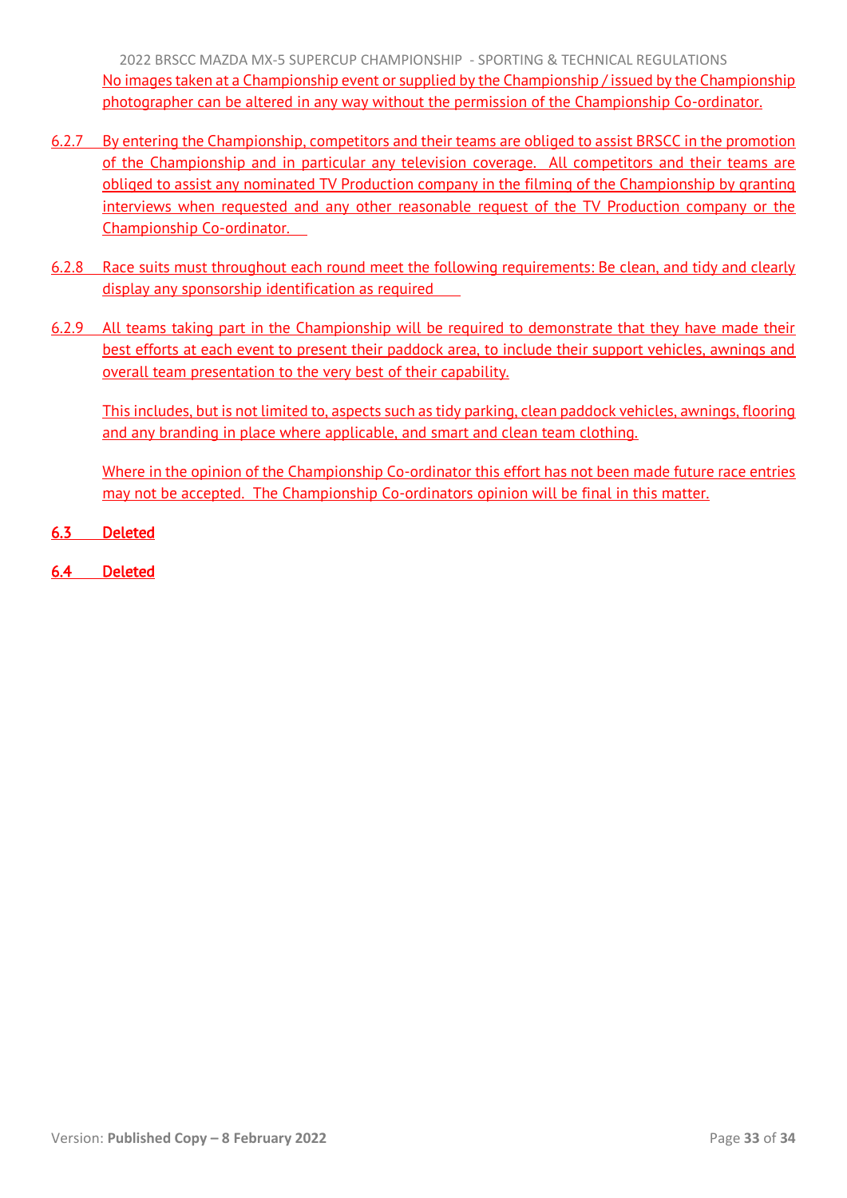No images taken at a Championship event or supplied by the Championship / issued by the Championship photographer can be altered in any way without the permission of the Championship Co-ordinator.

6.2.7 By entering the Championship, competitors and their teams are obliged to assist BRSCC in the promotion of the Championship and in particular any television coverage. All competitors and their teams are obliged to assist any nominated TV Production company in the filming of the Championship by granting interviews when requested and any other reasonable request of the TV Production company or the Championship Co-ordinator.

6.2.8 Race suits must throughout each round meet the following requirements: Be clean, and tidy and clearly display any sponsorship identification as required

6.2.9 All teams taking part in the Championship will be required to demonstrate that they have made their best efforts at each event to present their paddock area, to include their support vehicles, awnings and overall team presentation to the very best of their capability.

This includes, but is not limited to, aspects such as tidy parking, clean paddock vehicles, awnings, flooring and any branding in place where applicable, and smart and clean team clothing.

Where in the opinion of the Championship Co-ordinator this effort has not been made future race entries may not be accepted. The Championship Co-ordinators opinion will be final in this matter.

**6.3 Deleted**

**6.4 Deleted**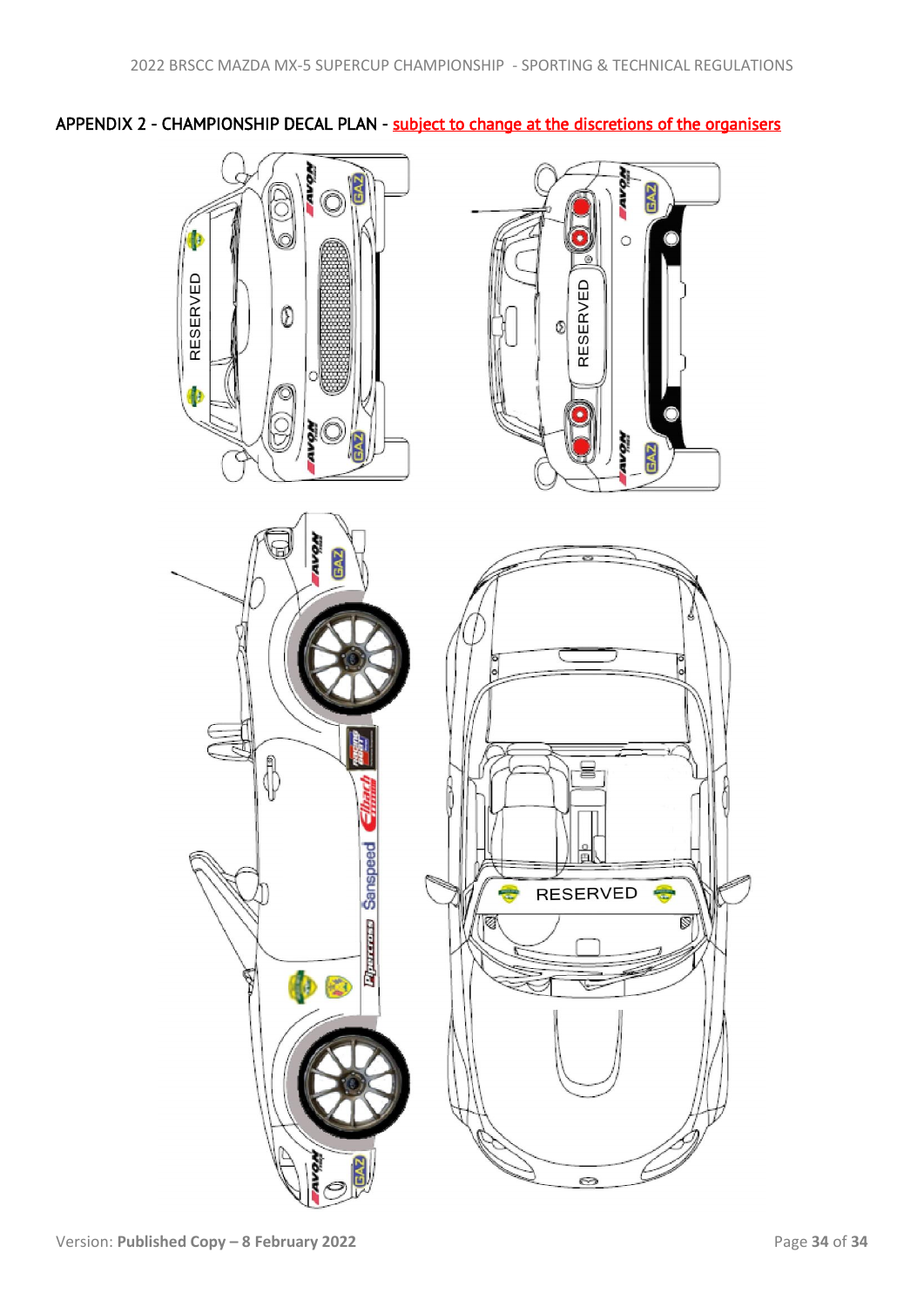## APPENDIX 2 - CHAMPIONSHIP DECAL PLAN - subject to change at the discretions of the organisers

RESERVED

RESERVED

RESERVED